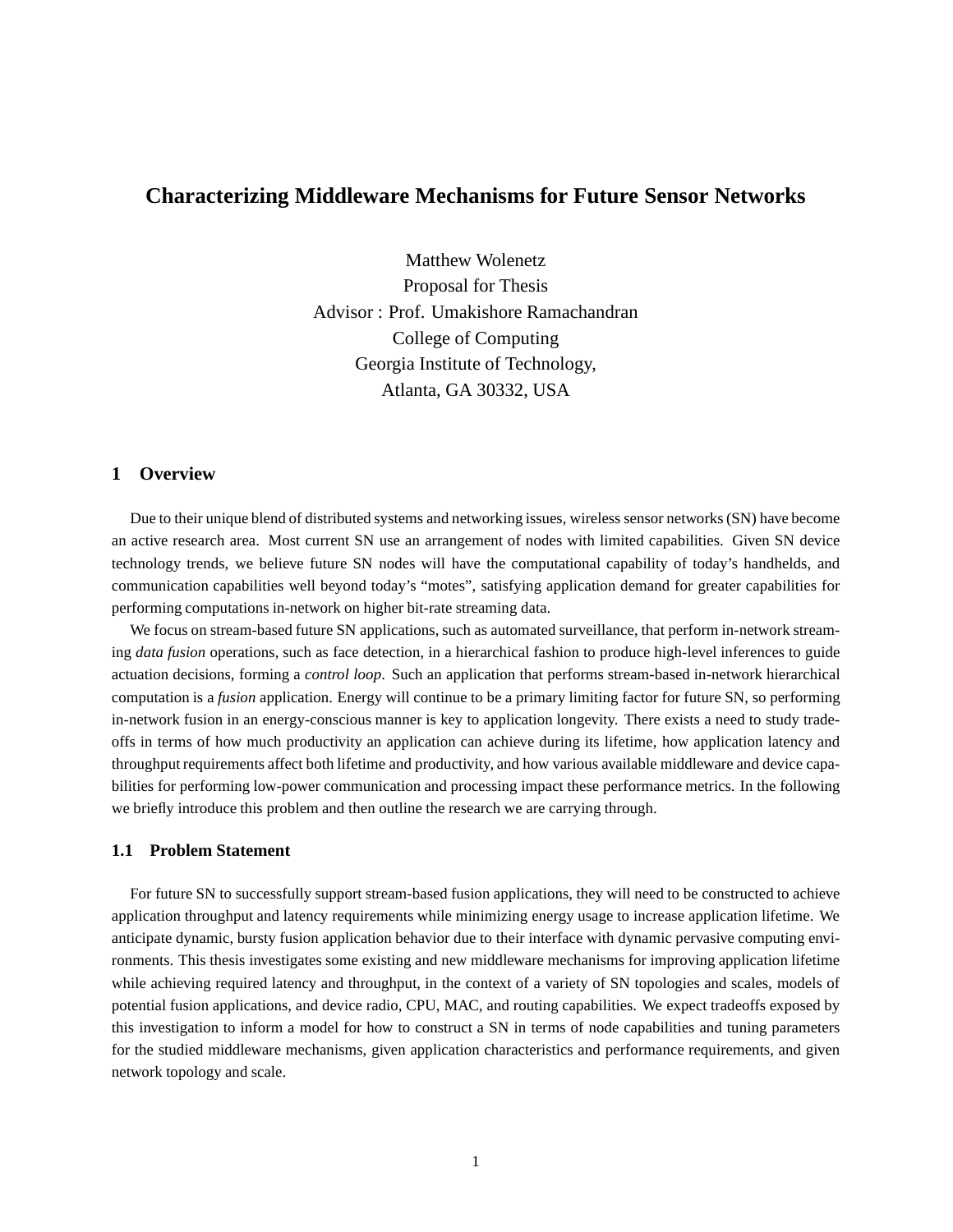# Characterizing Middleware Mechanisms for Future Sensor Networks

Matthew Wolenetz
Proposal for Thesis
Advisor : Prof. Umakishore Ramachandran
College of Computing
Georgia Institute of Technology,
Atlanta, GA 30332, USA

## 1 Overview

Due to their unique blend of distributed systems and networking issues, wireless sensor networks (SN) have become an active research area. Most current SN use an arrangement of nodes with limited capabilities. Given SN device technology trends, we believe future SN nodes will have the computational capability of today's handhelds, and communication capabilities well beyond today's "motes", satisfying application demand for greater capabilities for performing computations in-network on higher bit-rate streaming data.

We focus on stream-based future SN applications, such as automated surveillance, that perform in-network streaming *data fusion* operations, such as face detection, in a hierarchical fashion to produce high-level inferences to guide actuation decisions, forming a *control loop*. Such an application that performs stream-based in-network hierarchical computation is a *fusion* application. Energy will continue to be a primary limiting factor for future SN, so performing in-network fusion in an energy-conscious manner is key to application longevity. There exists a need to study tradeoffs in terms of how much productivity an application can achieve during its lifetime, how application latency and throughput requirements affect both lifetime and productivity, and how various available middleware and device capabilities for performing low-power communication and processing impact these performance metrics. In the following we briefly introduce this problem and then outline the research we are carrying through.

### 1.1 Problem Statement

For future SN to successfully support stream-based fusion applications, they will need to be constructed to achieve application throughput and latency requirements while minimizing energy usage to increase application lifetime. We anticipate dynamic, bursty fusion application behavior due to their interface with dynamic pervasive computing environments. This thesis investigates some existing and new middleware mechanisms for improving application lifetime while achieving required latency and throughput, in the context of a variety of SN topologies and scales, models of potential fusion applications, and device radio, CPU, MAC, and routing capabilities. We expect tradeoffs exposed by this investigation to inform a model for how to construct a SN in terms of node capabilities and tuning parameters for the studied middleware mechanisms, given application characteristics and performance requirements, and given network topology and scale.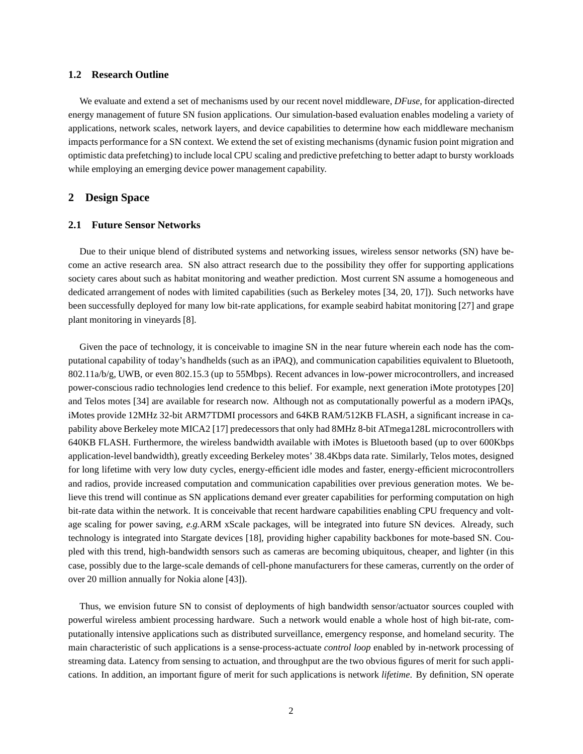### 1.2 Research Outline

We evaluate and extend a set of mechanisms used by our recent novel middleware, *DFuse*, for application-directed energy management of future SN fusion applications. Our simulation-based evaluation enables modeling a variety of applications, network scales, network layers, and device capabilities to determine how each middleware mechanism impacts performance for a SN context. We extend the set of existing mechanisms (dynamic fusion point migration and optimistic data prefetching) to include local CPU scaling and predictive prefetching to better adapt to bursty workloads while employing an emerging device power management capability.

## 2 Design Space

### 2.1 Future Sensor Networks

Due to their unique blend of distributed systems and networking issues, wireless sensor networks (SN) have become an active research area. SN also attract research due to the possibility they offer for supporting applications society cares about such as habitat monitoring and weather prediction. Most current SN assume a homogeneous and dedicated arrangement of nodes with limited capabilities (such as Berkeley motes [34, 20, 17]). Such networks have been successfully deployed for many low bit-rate applications, for example seabird habitat monitoring [27] and grape plant monitoring in vineyards [8].

Given the pace of technology, it is conceivable to imagine SN in the near future wherein each node has the computational capability of today's handhelds (such as an iPAQ), and communication capabilities equivalent to Bluetooth, 802.11a/b/g, UWB, or even 802.15.3 (up to 55Mbps). Recent advances in low-power microcontrollers, and increased power-conscious radio technologies lend credence to this belief. For example, next generation iMote prototypes [20] and Telos motes [34] are available for research now. Although not as computationally powerful as a modern iPAQs, iMotes provide 12MHz 32-bit ARM7TDMI processors and 64KB RAM/512KB FLASH, a significant increase in capability above Berkeley mote MICA2 [17] predecessors that only had 8MHz 8-bit ATmega128L microcontrollers with 640KB FLASH. Furthermore, the wireless bandwidth available with iMotes is Bluetooth based (up to over 600Kbps application-level bandwidth), greatly exceeding Berkeley motes' 38.4Kbps data rate. Similarly, Telos motes, designed for long lifetime with very low duty cycles, energy-efficient idle modes and faster, energy-efficient microcontrollers and radios, provide increased computation and communication capabilities over previous generation motes. We believe this trend will continue as SN applications demand ever greater capabilities for performing computation on high bit-rate data within the network. It is conceivable that recent hardware capabilities enabling CPU frequency and voltage scaling for power saving, *e.g.*ARM xScale packages, will be integrated into future SN devices. Already, such technology is integrated into Stargate devices [18], providing higher capability backbones for mote-based SN. Coupled with this trend, high-bandwidth sensors such as cameras are becoming ubiquitous, cheaper, and lighter (in this case, possibly due to the large-scale demands of cell-phone manufacturers for these cameras, currently on the order of over 20 million annually for Nokia alone [43]).

Thus, we envision future SN to consist of deployments of high bandwidth sensor/actuator sources coupled with powerful wireless ambient processing hardware. Such a network would enable a whole host of high bit-rate, computationally intensive applications such as distributed surveillance, emergency response, and homeland security. The main characteristic of such applications is a sense-process-actuate *control loop* enabled by in-network processing of streaming data. Latency from sensing to actuation, and throughput are the two obvious figures of merit for such applications. In addition, an important figure of merit for such applications is network *lifetime*. By definition, SN operate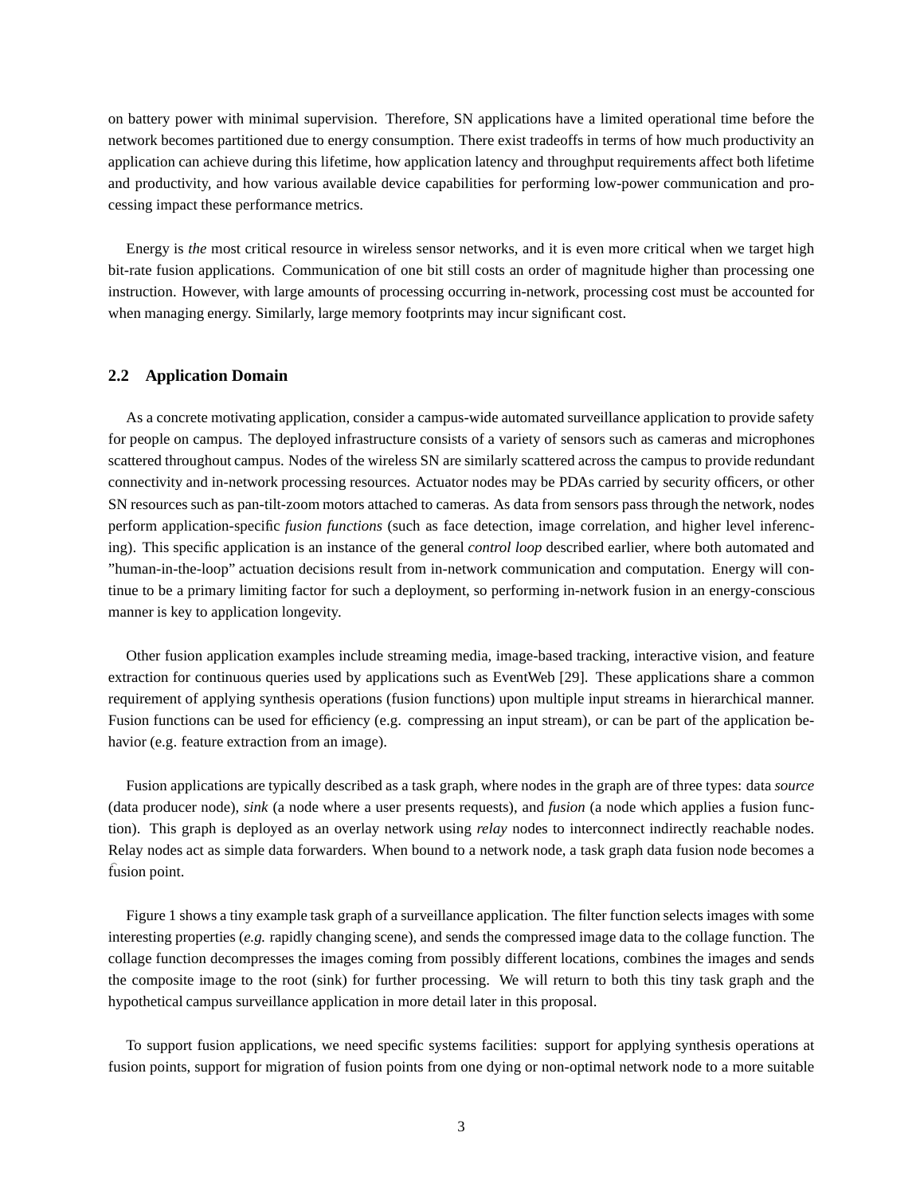on battery power with minimal supervision. Therefore, SN applications have a limited operational time before the network becomes partitioned due to energy consumption. There exist tradeoffs in terms of how much productivity an application can achieve during this lifetime, how application latency and throughput requirements affect both lifetime and productivity, and how various available device capabilities for performing low-power communication and processing impact these performance metrics.

Energy is *the* most critical resource in wireless sensor networks, and it is even more critical when we target high bit-rate fusion applications. Communication of one bit still costs an order of magnitude higher than processing one instruction. However, with large amounts of processing occurring in-network, processing cost must be accounted for when managing energy. Similarly, large memory footprints may incur significant cost.

### 2.2 Application Domain

As a concrete motivating application, consider a campus-wide automated surveillance application to provide safety for people on campus. The deployed infrastructure consists of a variety of sensors such as cameras and microphones scattered throughout campus. Nodes of the wireless SN are similarly scattered across the campus to provide redundant connectivity and in-network processing resources. Actuator nodes may be PDAs carried by security officers, or other SN resources such as pan-tilt-zoom motors attached to cameras. As data from sensors pass through the network, nodes perform application-specific *fusion functions* (such as face detection, image correlation, and higher level inferencing). This specific application is an instance of the general *control loop* described earlier, where both automated and "human-in-the-loop" actuation decisions result from in-network communication and computation. Energy will continue to be a primary limiting factor for such a deployment, so performing in-network fusion in an energy-conscious manner is key to application longevity.

Other fusion application examples include streaming media, image-based tracking, interactive vision, and feature extraction for continuous queries used by applications such as EventWeb [29]. These applications share a common requirement of applying synthesis operations (fusion functions) upon multiple input streams in hierarchical manner. Fusion functions can be used for efficiency (e.g. compressing an input stream), or can be part of the application behavior (e.g. feature extraction from an image).

Fusion applications are typically described as a task graph, where nodes in the graph are of three types: data *source* (data producer node), *sink* (a node where a user presents requests), and *fusion* (a node which applies a fusion function). This graph is deployed as an overlay network using *relay* nodes to interconnect indirectly reachable nodes. Relay nodes act as simple data forwarders. When bound to a network node, a task graph data fusion node becomes a fusion point.

Figure 1 shows a tiny example task graph of a surveillance application. The filter function selects images with some interesting properties (*e.g.* rapidly changing scene), and sends the compressed image data to the collage function. The collage function decompresses the images coming from possibly different locations, combines the images and sends the composite image to the root (sink) for further processing. We will return to both this tiny task graph and the hypothetical campus surveillance application in more detail later in this proposal.

To support fusion applications, we need specific systems facilities: support for applying synthesis operations at fusion points, support for migration of fusion points from one dying or non-optimal network node to a more suitable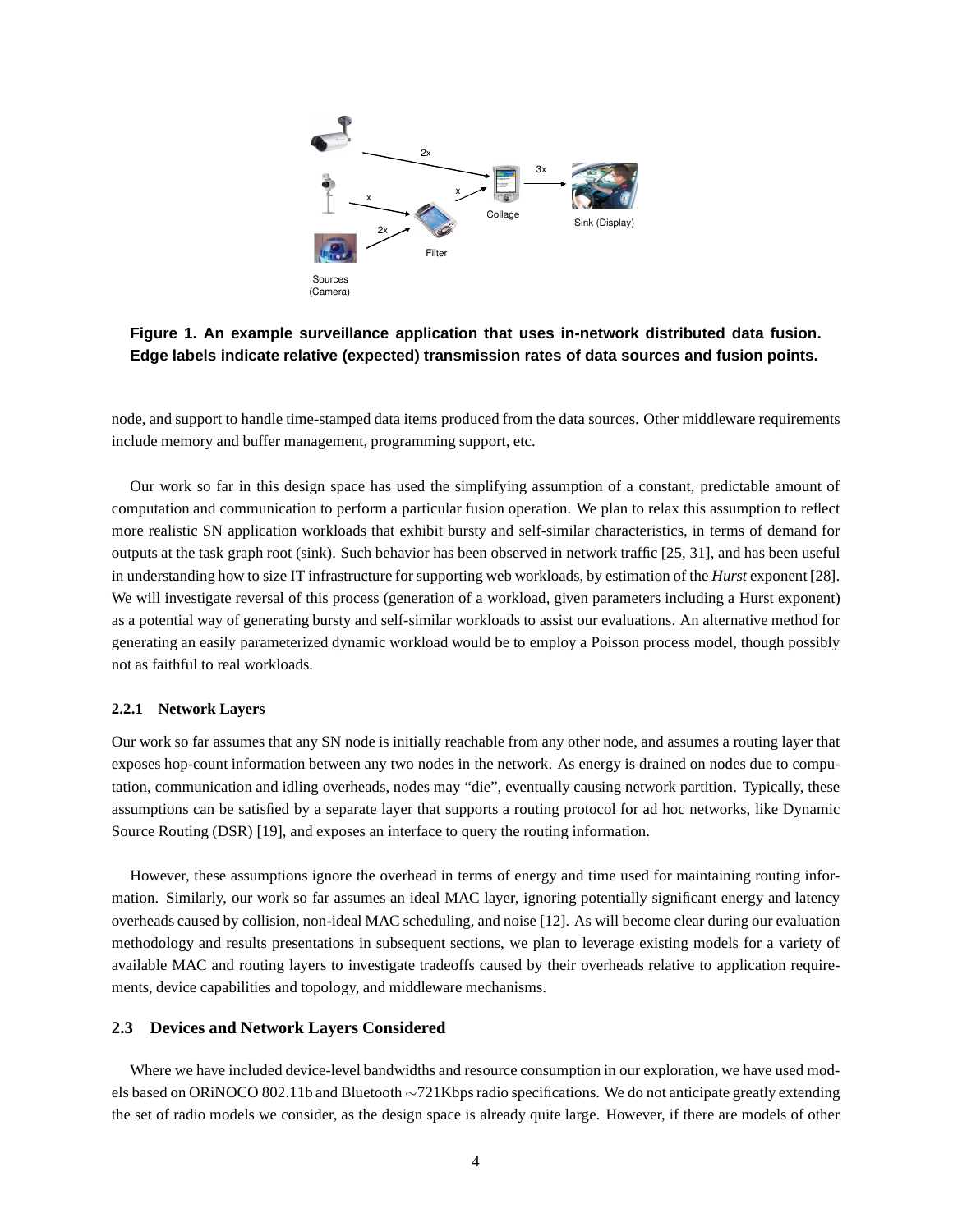**Figure 1. An example surveillance application that uses in-network distributed data fusion. Edge labels indicate relative (expected) transmission rates of data sources and fusion points.**

node, and support to handle time-stamped data items produced from the data sources. Other middleware requirements include memory and buffer management, programming support, etc.

Our work so far in this design space has used the simplifying assumption of a constant, predictable amount of computation and communication to perform a particular fusion operation. We plan to relax this assumption to reflect more realistic SN application workloads that exhibit bursty and self-similar characteristics, in terms of demand for outputs at the task graph root (sink). Such behavior has been observed in network traffic [25, 31], and has been useful in understanding how to size IT infrastructure for supporting web workloads, by estimation of the *Hurst* exponent [28]. We will investigate reversal of this process (generation of a workload, given parameters including a Hurst exponent) as a potential way of generating bursty and self-similar workloads to assist our evaluations. An alternative method for generating an easily parameterized dynamic workload would be to employ a Poisson process model, though possibly not as faithful to real workloads.

#### 2.2.1 Network Layers

Our work so far assumes that any SN node is initially reachable from any other node, and assumes a routing layer that exposes hop-count information between any two nodes in the network. As energy is drained on nodes due to computation, communication and idling overheads, nodes may "die", eventually causing network partition. Typically, these assumptions can be satisfied by a separate layer that supports a routing protocol for ad hoc networks, like Dynamic Source Routing (DSR) [19], and exposes an interface to query the routing information.

However, these assumptions ignore the overhead in terms of energy and time used for maintaining routing information. Similarly, our work so far assumes an ideal MAC layer, ignoring potentially significant energy and latency overheads caused by collision, non-ideal MAC scheduling, and noise [12]. As will become clear during our evaluation methodology and results presentations in subsequent sections, we plan to leverage existing models for a variety of available MAC and routing layers to investigate tradeoffs caused by their overheads relative to application requirements, device capabilities and topology, and middleware mechanisms.

### 2.3 Devices and Network Layers Considered

Where we have included device-level bandwidths and resource consumption in our exploration, we have used models based on ORiNOCO 802.11b and Bluetooth ~721Kbps radio specifications. We do not anticipate greatly extending the set of radio models we consider, as the design space is already quite large. However, if there are models of other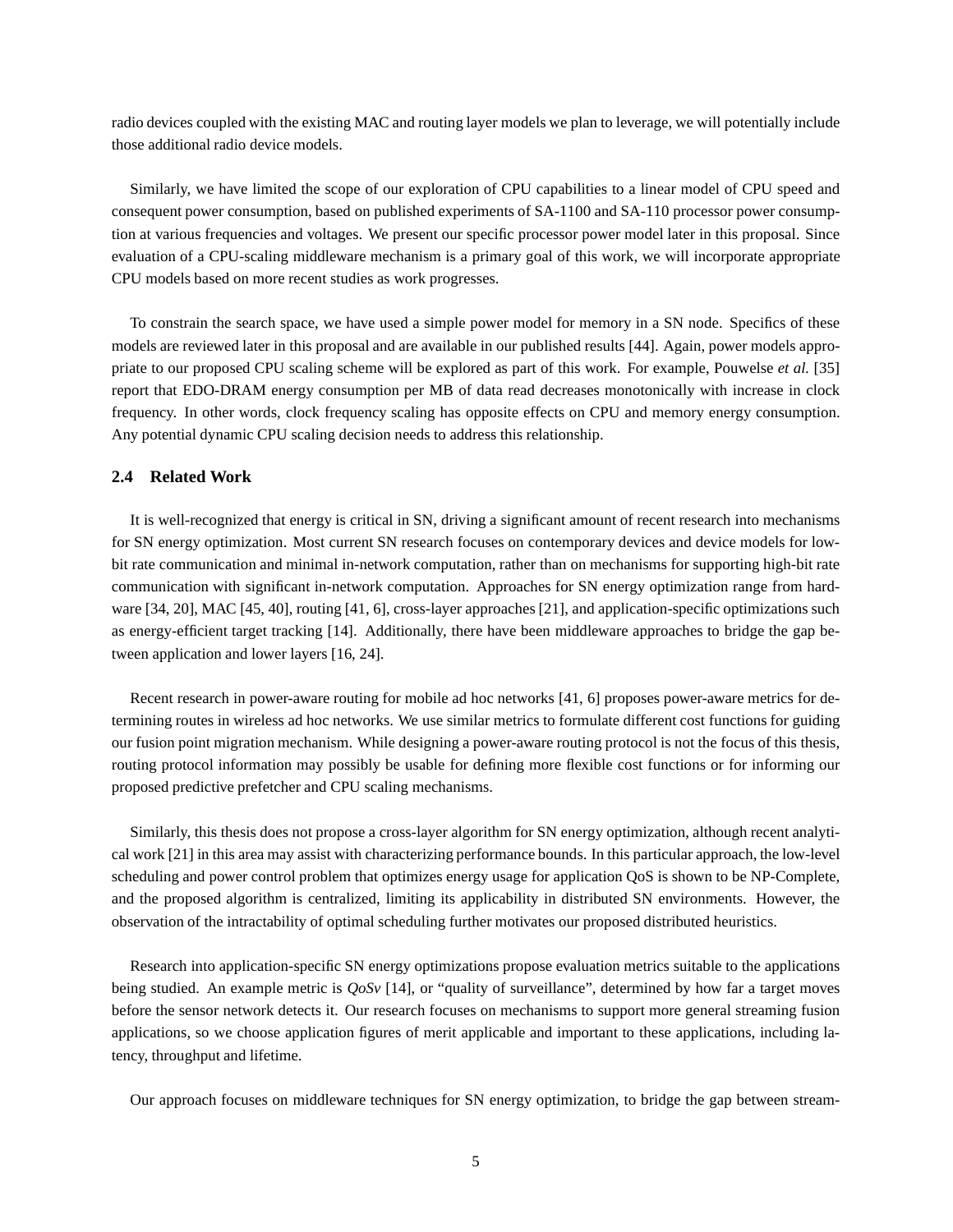radio devices coupled with the existing MAC and routing layer models we plan to leverage, we will potentially include those additional radio device models.

Similarly, we have limited the scope of our exploration of CPU capabilities to a linear model of CPU speed and consequent power consumption, based on published experiments of SA-1100 and SA-110 processor power consumption at various frequencies and voltages. We present our specific processor power model later in this proposal. Since evaluation of a CPU-scaling middleware mechanism is a primary goal of this work, we will incorporate appropriate CPU models based on more recent studies as work progresses.

To constrain the search space, we have used a simple power model for memory in a SN node. Specifics of these models are reviewed later in this proposal and are available in our published results [44]. Again, power models appropriate to our proposed CPU scaling scheme will be explored as part of this work. For example, Pouwelse *et al.* [35] report that EDO-DRAM energy consumption per MB of data read decreases monotonically with increase in clock frequency. In other words, clock frequency scaling has opposite effects on CPU and memory energy consumption. Any potential dynamic CPU scaling decision needs to address this relationship.

### 2.4 Related Work

It is well-recognized that energy is critical in SN, driving a significant amount of recent research into mechanisms for SN energy optimization. Most current SN research focuses on contemporary devices and device models for low-bit rate communication and minimal in-network computation, rather than on mechanisms for supporting high-bit rate communication with significant in-network computation. Approaches for SN energy optimization range from hardware [34, 20], MAC [45, 40], routing [41, 6], cross-layer approaches [21], and application-specific optimizations such as energy-efficient target tracking [14]. Additionally, there have been middleware approaches to bridge the gap between application and lower layers [16, 24].

Recent research in power-aware routing for mobile ad hoc networks [41, 6] proposes power-aware metrics for determining routes in wireless ad hoc networks. We use similar metrics to formulate different cost functions for guiding our fusion point migration mechanism. While designing a power-aware routing protocol is not the focus of this thesis, routing protocol information may possibly be usable for defining more flexible cost functions or for informing our proposed predictive prefetcher and CPU scaling mechanisms.

Similarly, this thesis does not propose a cross-layer algorithm for SN energy optimization, although recent analytical work [21] in this area may assist with characterizing performance bounds. In this particular approach, the low-level scheduling and power control problem that optimizes energy usage for application QoS is shown to be NP-Complete, and the proposed algorithm is centralized, limiting its applicability in distributed SN environments. However, the observation of the intractability of optimal scheduling further motivates our proposed distributed heuristics.

Research into application-specific SN energy optimizations propose evaluation metrics suitable to the applications being studied. An example metric is *QoSv* [14], or "quality of surveillance", determined by how far a target moves before the sensor network detects it. Our research focuses on mechanisms to support more general streaming fusion applications, so we choose application figures of merit applicable and important to these applications, including latency, throughput and lifetime.

Our approach focuses on middleware techniques for SN energy optimization, to bridge the gap between stream-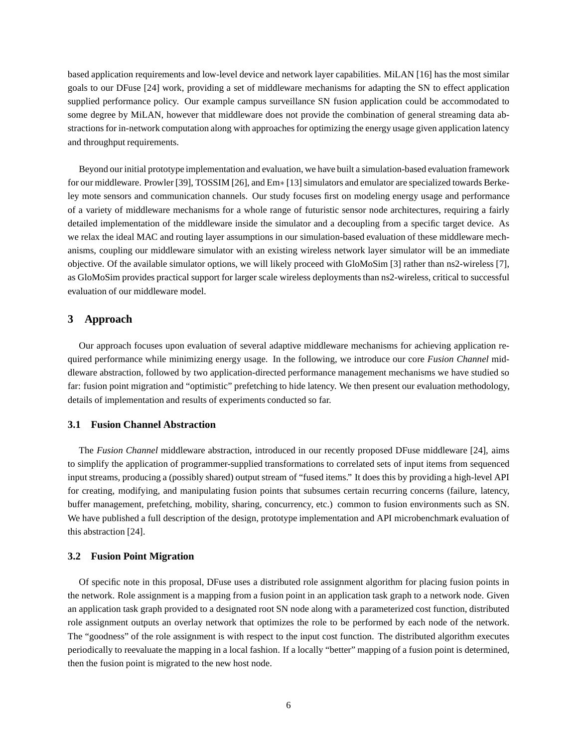based application requirements and low-level device and network layer capabilities. MiLAN [16] has the most similar goals to our DFuse [24] work, providing a set of middleware mechanisms for adapting the SN to effect application supplied performance policy. Our example campus surveillance SN fusion application could be accommodated to some degree by MiLAN, however that middleware does not provide the combination of general streaming data abstractions for in-network computation along with approaches for optimizing the energy usage given application latency and throughput requirements.

Beyond our initial prototype implementation and evaluation, we have built a simulation-based evaluation framework for our middleware. Prowler [39], TOSSIM [26], and Em$*$ [13] simulators and emulator are specialized towards Berkeley mote sensors and communication channels. Our study focuses first on modeling energy usage and performance of a variety of middleware mechanisms for a whole range of futuristic sensor node architectures, requiring a fairly detailed implementation of the middleware inside the simulator and a decoupling from a specific target device. As we relax the ideal MAC and routing layer assumptions in our simulation-based evaluation of these middleware mechanisms, coupling our middleware simulator with an existing wireless network layer simulator will be an immediate objective. Of the available simulator options, we will likely proceed with GloMoSim [3] rather than ns2-wireless [7], as GloMoSim provides practical support for larger scale wireless deployments than ns2-wireless, critical to successful evaluation of our middleware model.

# 3 Approach

Our approach focuses upon evaluation of several adaptive middleware mechanisms for achieving application required performance while minimizing energy usage. In the following, we introduce our core *Fusion Channel* middleware abstraction, followed by two application-directed performance management mechanisms we have studied so far: fusion point migration and "optimistic" prefetching to hide latency. We then present our evaluation methodology, details of implementation and results of experiments conducted so far.

## 3.1 Fusion Channel Abstraction

The *Fusion Channel* middleware abstraction, introduced in our recently proposed DFuse middleware [24], aims to simplify the application of programmer-supplied transformations to correlated sets of input items from sequenced input streams, producing a (possibly shared) output stream of "fused items." It does this by providing a high-level API for creating, modifying, and manipulating fusion points that subsumes certain recurring concerns (failure, latency, buffer management, prefetching, mobility, sharing, concurrency, etc.) common to fusion environments such as SN. We have published a full description of the design, prototype implementation and API microbenchmark evaluation of this abstraction [24].

## 3.2 Fusion Point Migration

Of specific note in this proposal, DFuse uses a distributed role assignment algorithm for placing fusion points in the network. Role assignment is a mapping from a fusion point in an application task graph to a network node. Given an application task graph provided to a designated root SN node along with a parameterized cost function, distributed role assignment outputs an overlay network that optimizes the role to be performed by each node of the network. The "goodness" of the role assignment is with respect to the input cost function. The distributed algorithm executes periodically to reevaluate the mapping in a local fashion. If a locally "better" mapping of a fusion point is determined, then the fusion point is migrated to the new host node.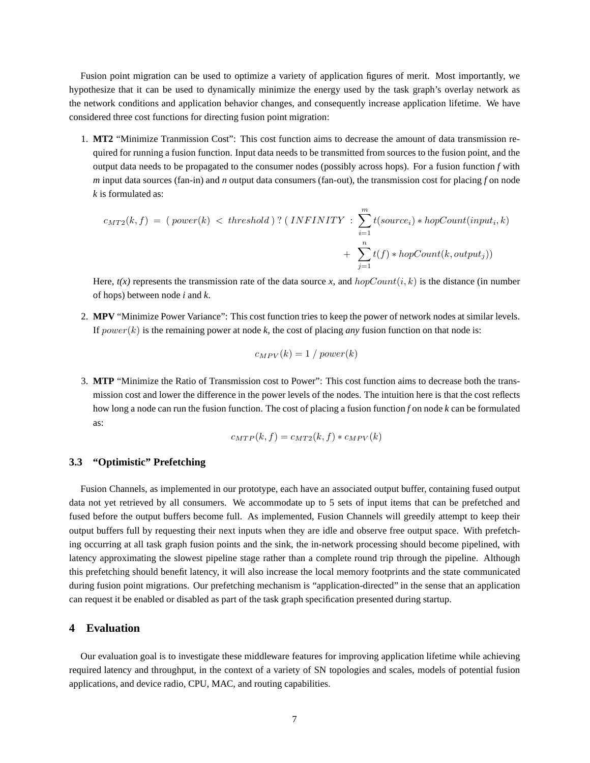Fusion point migration can be used to optimize a variety of application figures of merit. Most importantly, we hypothesize that it can be used to dynamically minimize the energy used by the task graph's overlay network as the network conditions and application behavior changes, and consequently increase application lifetime. We have considered three cost functions for directing fusion point migration:

1. **MT2** "Minimize Tranmission Cost": This cost function aims to decrease the amount of data transmission required for running a fusion function. Input data needs to be transmitted from sources to the fusion point, and the output data needs to be propagated to the consumer nodes (possibly across hops). For a fusion function *f* with *m* input data sources (fan-in) and *n* output data consumers (fan-out), the transmission cost for placing *f* on node *k* is formulated as:

$$c_{MT2}(k,f) \; = \; (\; power(k) \; < \; threshold\;) \; ? \; (\; INFINITY \; : \; \sum_{i=1}^{m} t(source_i) * hopCount(input_i, k) \\ + \; \sum_{j=1}^{n} t(f) * hopCount(k, output_j))$$

   Here, *t(x)* represents the transmission rate of the data source *x*, and $hopCount(i,k)$ is the distance (in number of hops) between node *i* and *k*.

2. **MPV** "Minimize Power Variance": This cost function tries to keep the power of network nodes at similar levels. If $power(k)$ is the remaining power at node *k*, the cost of placing ***any*** fusion function on that node is:

$$c_{MPV}(k) = 1 \; / \; power(k)$$

3. **MTP** "Minimize the Ratio of Transmission cost to Power": This cost function aims to decrease both the transmission cost and lower the difference in the power levels of the nodes. The intuition here is that the cost reflects how long a node can run the fusion function. The cost of placing a fusion function *f* on node *k* can be formulated as:

$$c_{MTP}(k,f) = c_{MT2}(k,f) * c_{MPV}(k)$$

### 3.3 "Optimistic" Prefetching

Fusion Channels, as implemented in our prototype, each have an associated output buffer, containing fused output data not yet retrieved by all consumers. We accommodate up to 5 sets of input items that can be prefetched and fused before the output buffers become full. As implemented, Fusion Channels will greedily attempt to keep their output buffers full by requesting their next inputs when they are idle and observe free output space. With prefetching occurring at all task graph fusion points and the sink, the in-network processing should become pipelined, with latency approximating the slowest pipeline stage rather than a complete round trip through the pipeline. Although this prefetching should benefit latency, it will also increase the local memory footprints and the state communicated during fusion point migrations. Our prefetching mechanism is "application-directed" in the sense that an application can request it be enabled or disabled as part of the task graph specification presented during startup.

## 4 Evaluation

Our evaluation goal is to investigate these middleware features for improving application lifetime while achieving required latency and throughput, in the context of a variety of SN topologies and scales, models of potential fusion applications, and device radio, CPU, MAC, and routing capabilities.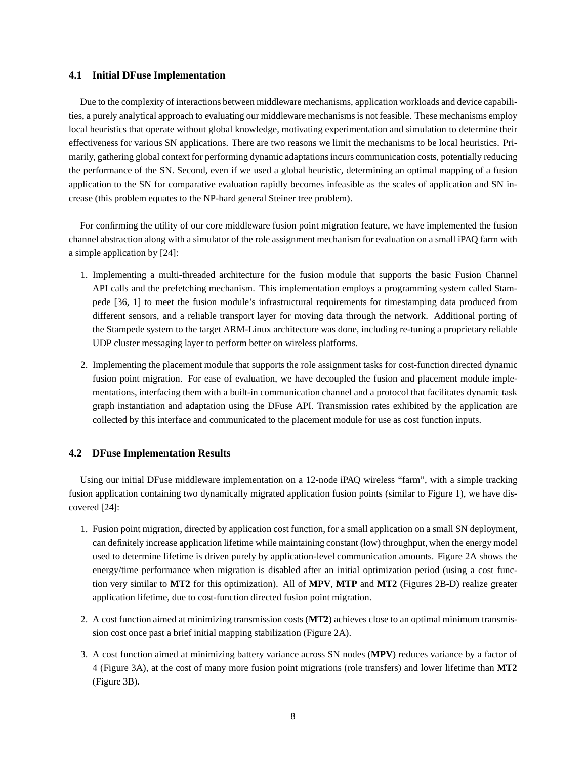### 4.1 Initial DFuse Implementation

Due to the complexity of interactions between middleware mechanisms, application workloads and device capabilities, a purely analytical approach to evaluating our middleware mechanisms is not feasible. These mechanisms employ local heuristics that operate without global knowledge, motivating experimentation and simulation to determine their effectiveness for various SN applications. There are two reasons we limit the mechanisms to be local heuristics. Primarily, gathering global context for performing dynamic adaptations incurs communication costs, potentially reducing the performance of the SN. Second, even if we used a global heuristic, determining an optimal mapping of a fusion application to the SN for comparative evaluation rapidly becomes infeasible as the scales of application and SN increase (this problem equates to the NP-hard general Steiner tree problem).

For confirming the utility of our core middleware fusion point migration feature, we have implemented the fusion channel abstraction along with a simulator of the role assignment mechanism for evaluation on a small iPAQ farm with a simple application by [24]:

1. Implementing a multi-threaded architecture for the fusion module that supports the basic Fusion Channel API calls and the prefetching mechanism. This implementation employs a programming system called Stampede [36, 1] to meet the fusion module's infrastructural requirements for timestamping data produced from different sensors, and a reliable transport layer for moving data through the network. Additional porting of the Stampede system to the target ARM-Linux architecture was done, including re-tuning a proprietary reliable UDP cluster messaging layer to perform better on wireless platforms.

2. Implementing the placement module that supports the role assignment tasks for cost-function directed dynamic fusion point migration. For ease of evaluation, we have decoupled the fusion and placement module implementations, interfacing them with a built-in communication channel and a protocol that facilitates dynamic task graph instantiation and adaptation using the DFuse API. Transmission rates exhibited by the application are collected by this interface and communicated to the placement module for use as cost function inputs.

### 4.2 DFuse Implementation Results

Using our initial DFuse middleware implementation on a 12-node iPAQ wireless "farm", with a simple tracking fusion application containing two dynamically migrated application fusion points (similar to Figure 1), we have discovered [24]:

1. Fusion point migration, directed by application cost function, for a small application on a small SN deployment, can definitely increase application lifetime while maintaining constant (low) throughput, when the energy model used to determine lifetime is driven purely by application-level communication amounts. Figure 2A shows the energy/time performance when migration is disabled after an initial optimization period (using a cost function very similar to **MT2** for this optimization). All of **MPV**, **MTP** and **MT2** (Figures 2B-D) realize greater application lifetime, due to cost-function directed fusion point migration.

2. A cost function aimed at minimizing transmission costs (**MT2**) achieves close to an optimal minimum transmission cost once past a brief initial mapping stabilization (Figure 2A).

3. A cost function aimed at minimizing battery variance across SN nodes (**MPV**) reduces variance by a factor of 4 (Figure 3A), at the cost of many more fusion point migrations (role transfers) and lower lifetime than **MT2** (Figure 3B).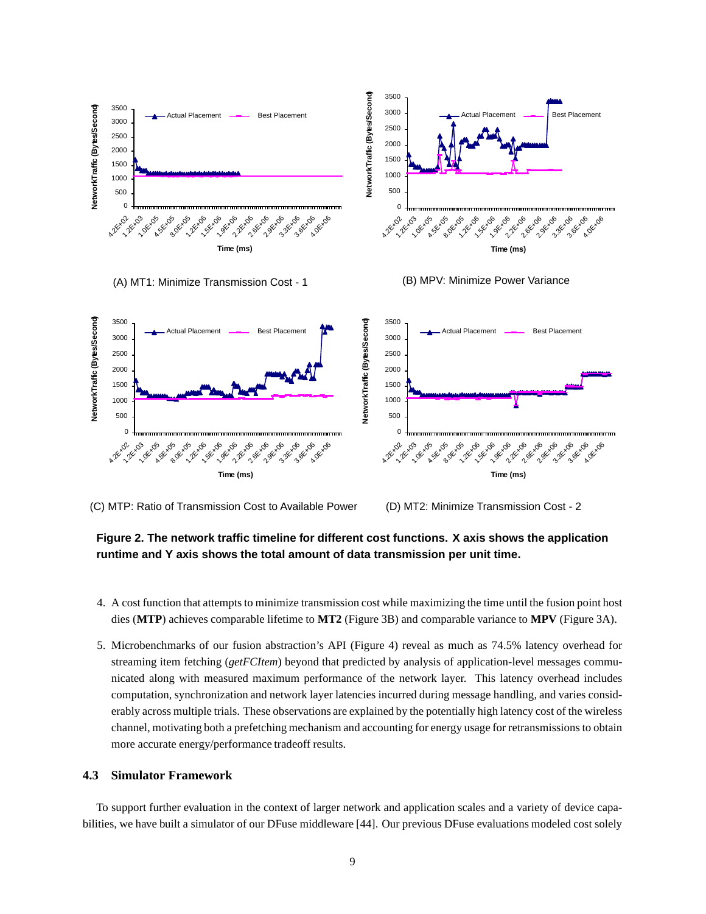(A) MT1: Minimize Transmission Cost - 1

(B) MPV: Minimize Power Variance

(C) MTP: Ratio of Transmission Cost to Available Power

(D) MT2: Minimize Transmission Cost - 2

**Figure 2. The network traffic timeline for different cost functions. X axis shows the application runtime and Y axis shows the total amount of data transmission per unit time.**

4. A cost function that attempts to minimize transmission cost while maximizing the time until the fusion point host dies (**MTP**) achieves comparable lifetime to **MT2** (Figure 3B) and comparable variance to **MPV** (Figure 3A).

5. Microbenchmarks of our fusion abstraction's API (Figure 4) reveal as much as 74.5% latency overhead for streaming item fetching (*getFCItem*) beyond that predicted by analysis of application-level messages communicated along with measured maximum performance of the network layer. This latency overhead includes computation, synchronization and network layer latencies incurred during message handling, and varies considerably across multiple trials. These observations are explained by the potentially high latency cost of the wireless channel, motivating both a prefetching mechanism and accounting for energy usage for retransmissions to obtain more accurate energy/performance tradeoff results.

### 4.3 Simulator Framework

To support further evaluation in the context of larger network and application scales and a variety of device capabilities, we have built a simulator of our DFuse middleware [44]. Our previous DFuse evaluations modeled cost solely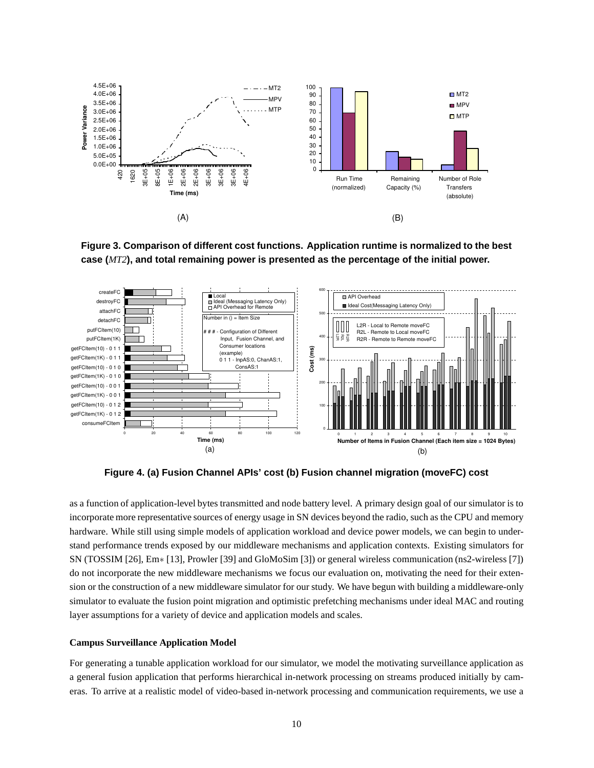**Figure 3. Comparison of different cost functions. Application runtime is normalized to the best case (*MT2*), and total remaining power is presented as the percentage of the initial power.**

**Figure 4. (a) Fusion Channel APIs' cost (b) Fusion channel migration (moveFC) cost**

as a function of application-level bytes transmitted and node battery level. A primary design goal of our simulator is to incorporate more representative sources of energy usage in SN devices beyond the radio, such as the CPU and memory hardware. While still using simple models of application workload and device power models, we can begin to understand performance trends exposed by our middleware mechanisms and application contexts. Existing simulators for SN (TOSSIM [26], Em∗ [13], Prowler [39] and GloMoSim [3]) or general wireless communication (ns2-wireless [7]) do not incorporate the new middleware mechanisms we focus our evaluation on, motivating the need for their extension or the construction of a new middleware simulator for our study. We have begun with building a middleware-only simulator to evaluate the fusion point migration and optimistic prefetching mechanisms under ideal MAC and routing layer assumptions for a variety of device and application models and scales.

### Campus Surveillance Application Model

For generating a tunable application workload for our simulator, we model the motivating surveillance application as a general fusion application that performs hierarchical in-network processing on streams produced initially by cameras. To arrive at a realistic model of video-based in-network processing and communication requirements, we use a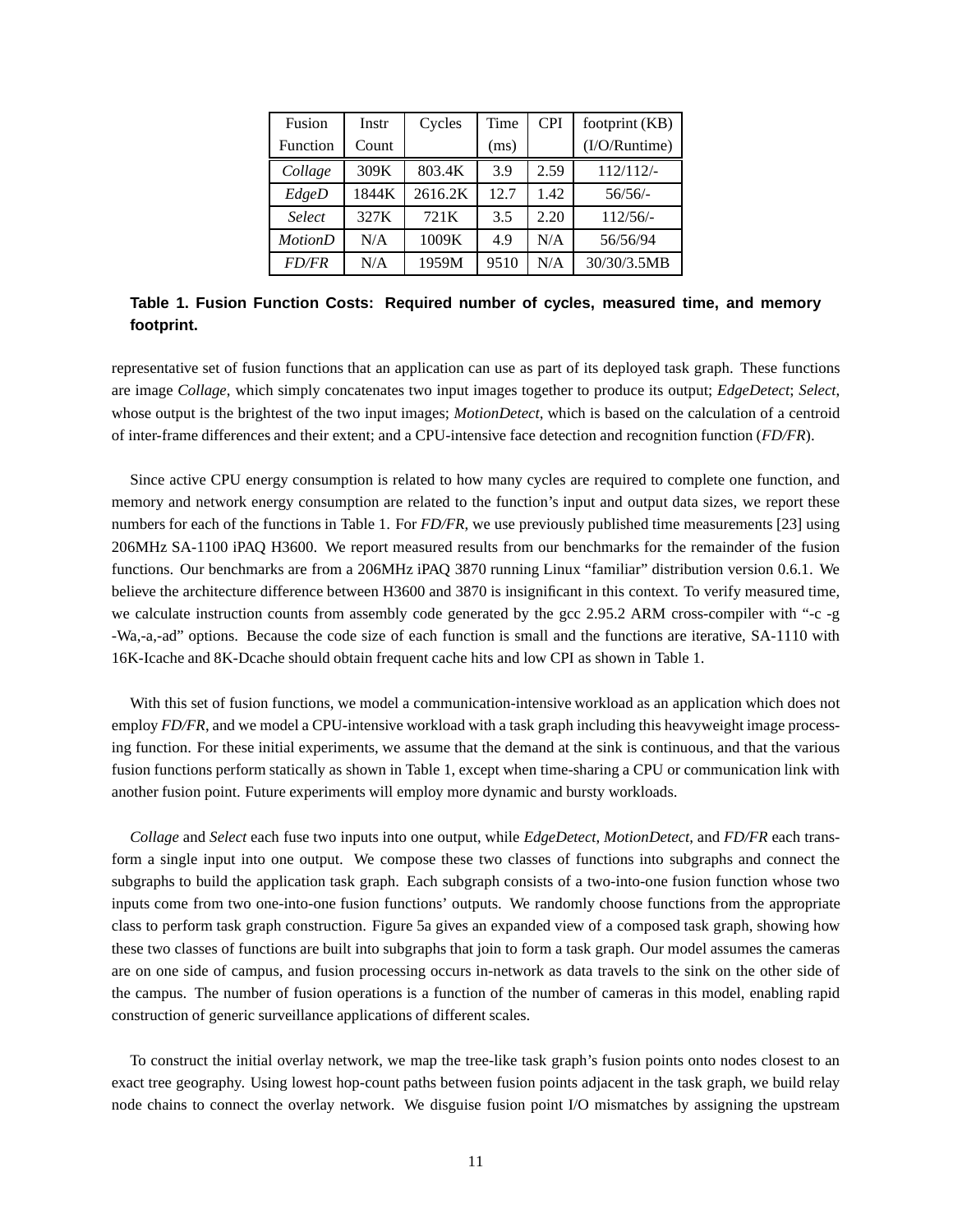| Fusion Function | Instr Count | Cycles | Time (ms) | CPI | footprint (KB) (I/O/Runtime) |
|---|---|---|---|---|---|
| *Collage* | 309K | 803.4K | 3.9 | 2.59 | 112/112/- |
| *EdgeD* | 1844K | 2616.2K | 12.7 | 1.42 | 56/56/- |
| *Select* | 327K | 721K | 3.5 | 2.20 | 112/56/- |
| *MotionD* | N/A | 1009K | 4.9 | N/A | 56/56/94 |
| *FD/FR* | N/A | 1959M | 9510 | N/A | 30/30/3.5MB |

**Table 1. Fusion Function Costs: Required number of cycles, measured time, and memory footprint.**

representative set of fusion functions that an application can use as part of its deployed task graph. These functions are image *Collage*, which simply concatenates two input images together to produce its output; *EdgeDetect*; *Select*, whose output is the brightest of the two input images; *MotionDetect*, which is based on the calculation of a centroid of inter-frame differences and their extent; and a CPU-intensive face detection and recognition function (*FD/FR*).

Since active CPU energy consumption is related to how many cycles are required to complete one function, and memory and network energy consumption are related to the function's input and output data sizes, we report these numbers for each of the functions in Table 1. For *FD/FR*, we use previously published time measurements [23] using 206MHz SA-1100 iPAQ H3600. We report measured results from our benchmarks for the remainder of the fusion functions. Our benchmarks are from a 206MHz iPAQ 3870 running Linux "familiar" distribution version 0.6.1. We believe the architecture difference between H3600 and 3870 is insignificant in this context. To verify measured time, we calculate instruction counts from assembly code generated by the gcc 2.95.2 ARM cross-compiler with "-c -g -Wa,-a,-ad" options. Because the code size of each function is small and the functions are iterative, SA-1110 with 16K-Icache and 8K-Dcache should obtain frequent cache hits and low CPI as shown in Table 1.

With this set of fusion functions, we model a communication-intensive workload as an application which does not employ *FD/FR*, and we model a CPU-intensive workload with a task graph including this heavyweight image processing function. For these initial experiments, we assume that the demand at the sink is continuous, and that the various fusion functions perform statically as shown in Table 1, except when time-sharing a CPU or communication link with another fusion point. Future experiments will employ more dynamic and bursty workloads.

*Collage* and *Select* each fuse two inputs into one output, while *EdgeDetect*, *MotionDetect*, and *FD/FR* each transform a single input into one output. We compose these two classes of functions into subgraphs and connect the subgraphs to build the application task graph. Each subgraph consists of a two-into-one fusion function whose two inputs come from two one-into-one fusion functions' outputs. We randomly choose functions from the appropriate class to perform task graph construction. Figure 5a gives an expanded view of a composed task graph, showing how these two classes of functions are built into subgraphs that join to form a task graph. Our model assumes the cameras are on one side of campus, and fusion processing occurs in-network as data travels to the sink on the other side of the campus. The number of fusion operations is a function of the number of cameras in this model, enabling rapid construction of generic surveillance applications of different scales.

To construct the initial overlay network, we map the tree-like task graph's fusion points onto nodes closest to an exact tree geography. Using lowest hop-count paths between fusion points adjacent in the task graph, we build relay node chains to connect the overlay network. We disguise fusion point I/O mismatches by assigning the upstream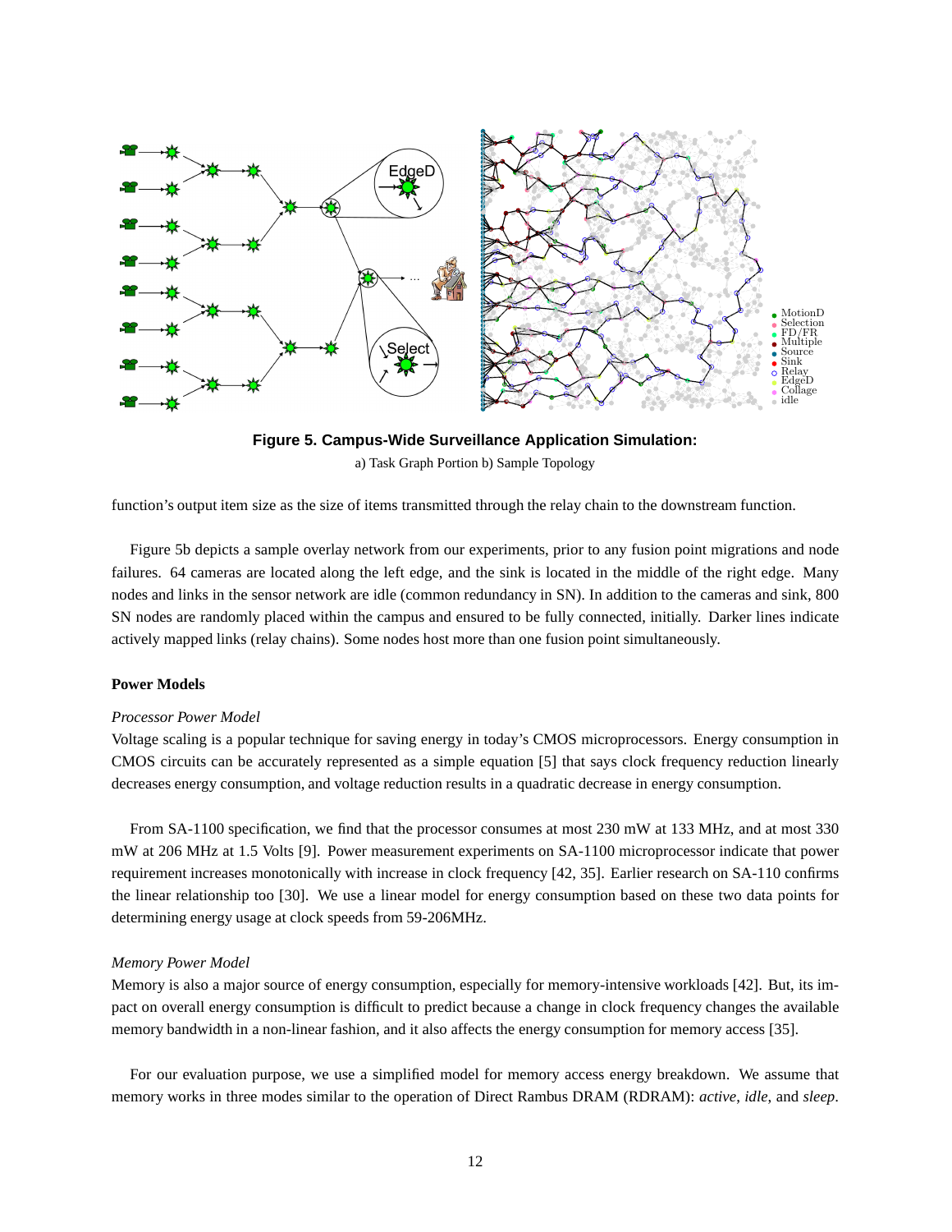**Figure 5. Campus-Wide Surveillance Application Simulation:**

a) Task Graph Portion b) Sample Topology

function's output item size as the size of items transmitted through the relay chain to the downstream function.

Figure 5b depicts a sample overlay network from our experiments, prior to any fusion point migrations and node failures. 64 cameras are located along the left edge, and the sink is located in the middle of the right edge. Many nodes and links in the sensor network are idle (common redundancy in SN). In addition to the cameras and sink, 800 SN nodes are randomly placed within the campus and ensured to be fully connected, initially. Darker lines indicate actively mapped links (relay chains). Some nodes host more than one fusion point simultaneously.

**Power Models**

*Processor Power Model*

Voltage scaling is a popular technique for saving energy in today's CMOS microprocessors. Energy consumption in CMOS circuits can be accurately represented as a simple equation [5] that says clock frequency reduction linearly decreases energy consumption, and voltage reduction results in a quadratic decrease in energy consumption.

From SA-1100 specification, we find that the processor consumes at most 230 mW at 133 MHz, and at most 330 mW at 206 MHz at 1.5 Volts [9]. Power measurement experiments on SA-1100 microprocessor indicate that power requirement increases monotonically with increase in clock frequency [42, 35]. Earlier research on SA-110 confirms the linear relationship too [30]. We use a linear model for energy consumption based on these two data points for determining energy usage at clock speeds from 59-206MHz.

*Memory Power Model*

Memory is also a major source of energy consumption, especially for memory-intensive workloads [42]. But, its impact on overall energy consumption is difficult to predict because a change in clock frequency changes the available memory bandwidth in a non-linear fashion, and it also affects the energy consumption for memory access [35].

For our evaluation purpose, we use a simplified model for memory access energy breakdown. We assume that memory works in three modes similar to the operation of Direct Rambus DRAM (RDRAM): *active*, *idle*, and *sleep*.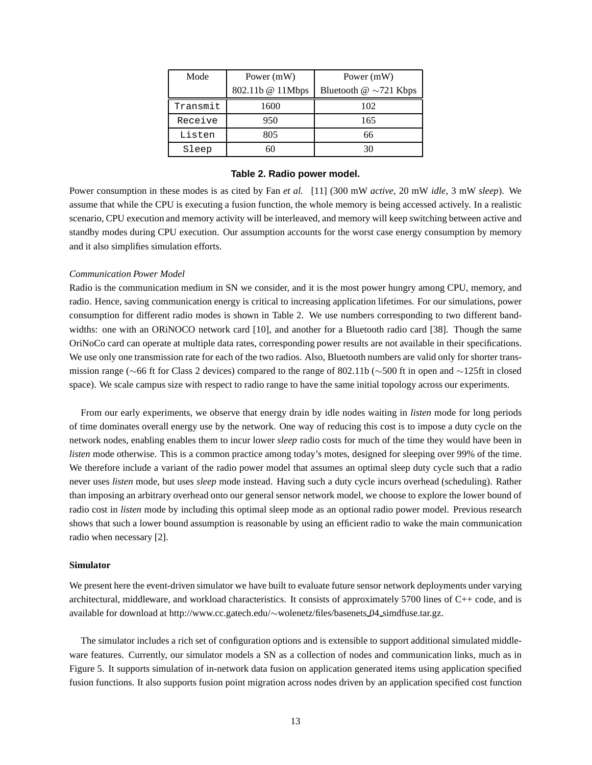| Mode | Power (mW) 802.11b @ 11Mbps | Power (mW) Bluetooth @ ∼721 Kbps |
|---|---|---|
| `Transmit` | 1600 | 102 |
| `Receive` | 950 | 165 |
| `Listen` | 805 | 66 |
| `Sleep` | 60 | 30 |

**Table 2. Radio power model.**

Power consumption in these modes is as cited by Fan *et al.* [11] (300 mW *active*, 20 mW *idle*, 3 mW *sleep*). We assume that while the CPU is executing a fusion function, the whole memory is being accessed actively. In a realistic scenario, CPU execution and memory activity will be interleaved, and memory will keep switching between active and standby modes during CPU execution. Our assumption accounts for the worst case energy consumption by memory and it also simplifies simulation efforts.

*Communication Power Model*

Radio is the communication medium in SN we consider, and it is the most power hungry among CPU, memory, and radio. Hence, saving communication energy is critical to increasing application lifetimes. For our simulations, power consumption for different radio modes is shown in Table 2. We use numbers corresponding to two different bandwidths: one with an ORiNOCO network card [10], and another for a Bluetooth radio card [38]. Though the same OriNoCo card can operate at multiple data rates, corresponding power results are not available in their specifications. We use only one transmission rate for each of the two radios. Also, Bluetooth numbers are valid only for shorter transmission range (∼66 ft for Class 2 devices) compared to the range of 802.11b (∼500 ft in open and ∼125ft in closed space). We scale campus size with respect to radio range to have the same initial topology across our experiments.

From our early experiments, we observe that energy drain by idle nodes waiting in *listen* mode for long periods of time dominates overall energy use by the network. One way of reducing this cost is to impose a duty cycle on the network nodes, enabling enables them to incur lower *sleep* radio costs for much of the time they would have been in *listen* mode otherwise. This is a common practice among today's motes, designed for sleeping over 99% of the time. We therefore include a variant of the radio power model that assumes an optimal sleep duty cycle such that a radio never uses *listen* mode, but uses *sleep* mode instead. Having such a duty cycle incurs overhead (scheduling). Rather than imposing an arbitrary overhead onto our general sensor network model, we choose to explore the lower bound of radio cost in *listen* mode by including this optimal sleep mode as an optional radio power model. Previous research shows that such a lower bound assumption is reasonable by using an efficient radio to wake the main communication radio when necessary [2].

### Simulator

We present here the event-driven simulator we have built to evaluate future sensor network deployments under varying architectural, middleware, and workload characteristics. It consists of approximately 5700 lines of C++ code, and is available for download at http://www.cc.gatech.edu/∼wolenetz/files/basenets_04_simdfuse.tar.gz.

The simulator includes a rich set of configuration options and is extensible to support additional simulated middleware features. Currently, our simulator models a SN as a collection of nodes and communication links, much as in Figure 5. It supports simulation of in-network data fusion on application generated items using application specified fusion functions. It also supports fusion point migration across nodes driven by an application specified cost function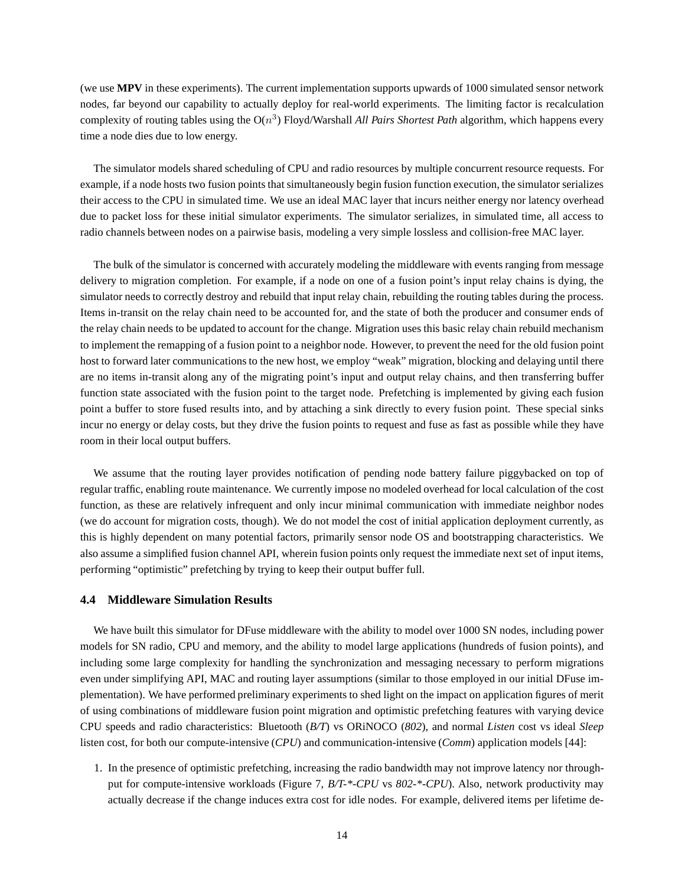(we use **MPV** in these experiments). The current implementation supports upwards of 1000 simulated sensor network nodes, far beyond our capability to actually deploy for real-world experiments. The limiting factor is recalculation complexity of routing tables using the O($n^3$) Floyd/Warshall *All Pairs Shortest Path* algorithm, which happens every time a node dies due to low energy.

The simulator models shared scheduling of CPU and radio resources by multiple concurrent resource requests. For example, if a node hosts two fusion points that simultaneously begin fusion function execution, the simulator serializes their access to the CPU in simulated time. We use an ideal MAC layer that incurs neither energy nor latency overhead due to packet loss for these initial simulator experiments. The simulator serializes, in simulated time, all access to radio channels between nodes on a pairwise basis, modeling a very simple lossless and collision-free MAC layer.

The bulk of the simulator is concerned with accurately modeling the middleware with events ranging from message delivery to migration completion. For example, if a node on one of a fusion point's input relay chains is dying, the simulator needs to correctly destroy and rebuild that input relay chain, rebuilding the routing tables during the process. Items in-transit on the relay chain need to be accounted for, and the state of both the producer and consumer ends of the relay chain needs to be updated to account for the change. Migration uses this basic relay chain rebuild mechanism to implement the remapping of a fusion point to a neighbor node. However, to prevent the need for the old fusion point host to forward later communications to the new host, we employ "weak" migration, blocking and delaying until there are no items in-transit along any of the migrating point's input and output relay chains, and then transferring buffer function state associated with the fusion point to the target node. Prefetching is implemented by giving each fusion point a buffer to store fused results into, and by attaching a sink directly to every fusion point. These special sinks incur no energy or delay costs, but they drive the fusion points to request and fuse as fast as possible while they have room in their local output buffers.

We assume that the routing layer provides notification of pending node battery failure piggybacked on top of regular traffic, enabling route maintenance. We currently impose no modeled overhead for local calculation of the cost function, as these are relatively infrequent and only incur minimal communication with immediate neighbor nodes (we do account for migration costs, though). We do not model the cost of initial application deployment currently, as this is highly dependent on many potential factors, primarily sensor node OS and bootstrapping characteristics. We also assume a simplified fusion channel API, wherein fusion points only request the immediate next set of input items, performing "optimistic" prefetching by trying to keep their output buffer full.

### 4.4 Middleware Simulation Results

We have built this simulator for DFuse middleware with the ability to model over 1000 SN nodes, including power models for SN radio, CPU and memory, and the ability to model large applications (hundreds of fusion points), and including some large complexity for handling the synchronization and messaging necessary to perform migrations even under simplifying API, MAC and routing layer assumptions (similar to those employed in our initial DFuse implementation). We have performed preliminary experiments to shed light on the impact on application figures of merit of using combinations of middleware fusion point migration and optimistic prefetching features with varying device CPU speeds and radio characteristics: Bluetooth (*B/T*) vs ORiNOCO (*802*), and normal *Listen* cost vs ideal *Sleep* listen cost, for both our compute-intensive (*CPU*) and communication-intensive (*Comm*) application models [44]:

1. In the presence of optimistic prefetching, increasing the radio bandwidth may not improve latency nor throughput for compute-intensive workloads (Figure 7, *B/T-*-CPU* vs *802-*-CPU*). Also, network productivity may actually decrease if the change induces extra cost for idle nodes. For example, delivered items per lifetime de-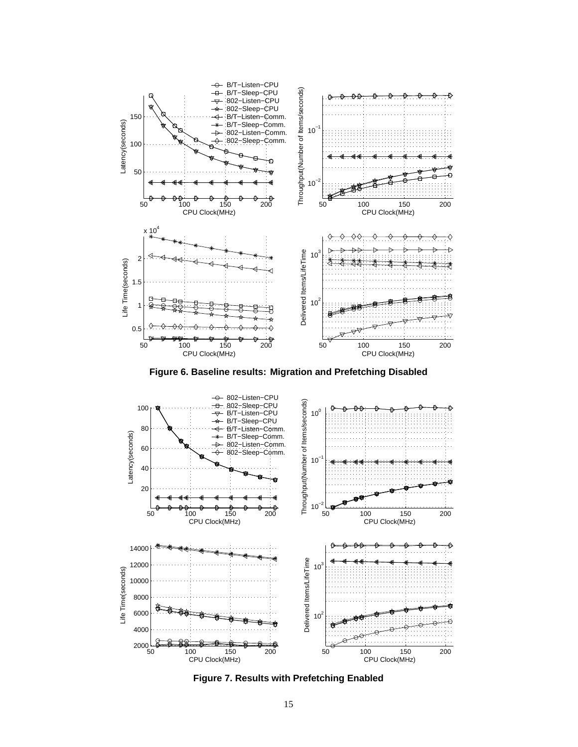**Figure 6. Baseline results: Migration and Prefetching Disabled**

**Figure 7. Results with Prefetching Enabled**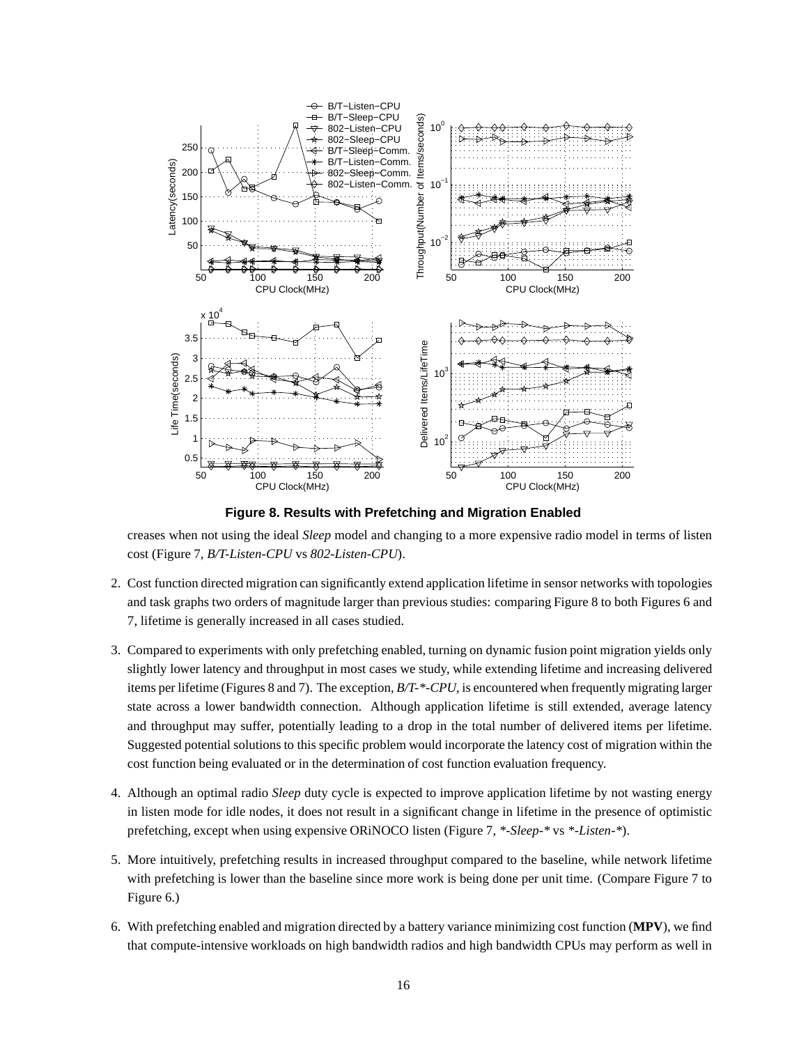**Figure 8. Results with Prefetching and Migration Enabled**

creases when not using the ideal *Sleep* model and changing to a more expensive radio model in terms of listen cost (Figure 7, *B/T-Listen-CPU* vs *802-Listen-CPU*).

2. Cost function directed migration can significantly extend application lifetime in sensor networks with topologies and task graphs two orders of magnitude larger than previous studies: comparing Figure 8 to both Figures 6 and 7, lifetime is generally increased in all cases studied.

3. Compared to experiments with only prefetching enabled, turning on dynamic fusion point migration yields only slightly lower latency and throughput in most cases we study, while extending lifetime and increasing delivered items per lifetime (Figures 8 and 7). The exception, *B/T-*-CPU*, is encountered when frequently migrating larger state across a lower bandwidth connection. Although application lifetime is still extended, average latency and throughput may suffer, potentially leading to a drop in the total number of delivered items per lifetime. Suggested potential solutions to this specific problem would incorporate the latency cost of migration within the cost function being evaluated or in the determination of cost function evaluation frequency.

4. Although an optimal radio *Sleep* duty cycle is expected to improve application lifetime by not wasting energy in listen mode for idle nodes, it does not result in a significant change in lifetime in the presence of optimistic prefetching, except when using expensive ORiNOCO listen (Figure 7, *-Sleep-* vs *-Listen-*).

5. More intuitively, prefetching results in increased throughput compared to the baseline, while network lifetime with prefetching is lower than the baseline since more work is being done per unit time. (Compare Figure 7 to Figure 6.)

6. With prefetching enabled and migration directed by a battery variance minimizing cost function (**MPV**), we find that compute-intensive workloads on high bandwidth radios and high bandwidth CPUs may perform as well in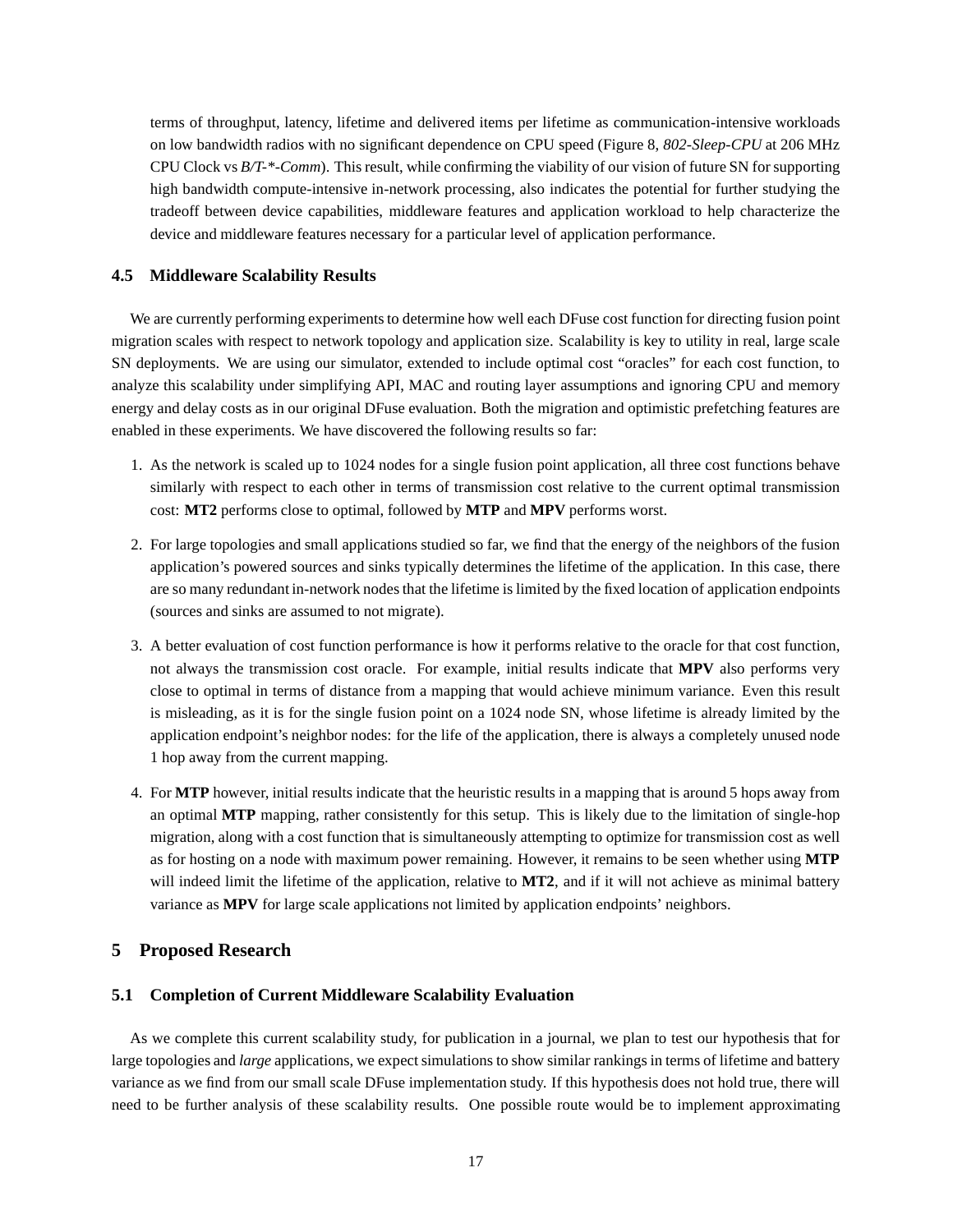terms of throughput, latency, lifetime and delivered items per lifetime as communication-intensive workloads on low bandwidth radios with no significant dependence on CPU speed (Figure 8, *802-Sleep-CPU* at 206 MHz CPU Clock vs *B/T-*-Comm*). This result, while confirming the viability of our vision of future SN for supporting high bandwidth compute-intensive in-network processing, also indicates the potential for further studying the tradeoff between device capabilities, middleware features and application workload to help characterize the device and middleware features necessary for a particular level of application performance.

### 4.5 Middleware Scalability Results

We are currently performing experiments to determine how well each DFuse cost function for directing fusion point migration scales with respect to network topology and application size. Scalability is key to utility in real, large scale SN deployments. We are using our simulator, extended to include optimal cost "oracles" for each cost function, to analyze this scalability under simplifying API, MAC and routing layer assumptions and ignoring CPU and memory energy and delay costs as in our original DFuse evaluation. Both the migration and optimistic prefetching features are enabled in these experiments. We have discovered the following results so far:

1. As the network is scaled up to 1024 nodes for a single fusion point application, all three cost functions behave similarly with respect to each other in terms of transmission cost relative to the current optimal transmission cost: **MT2** performs close to optimal, followed by **MTP** and **MPV** performs worst.

2. For large topologies and small applications studied so far, we find that the energy of the neighbors of the fusion application's powered sources and sinks typically determines the lifetime of the application. In this case, there are so many redundant in-network nodes that the lifetime is limited by the fixed location of application endpoints (sources and sinks are assumed to not migrate).

3. A better evaluation of cost function performance is how it performs relative to the oracle for that cost function, not always the transmission cost oracle. For example, initial results indicate that **MPV** also performs very close to optimal in terms of distance from a mapping that would achieve minimum variance. Even this result is misleading, as it is for the single fusion point on a 1024 node SN, whose lifetime is already limited by the application endpoint's neighbor nodes: for the life of the application, there is always a completely unused node 1 hop away from the current mapping.

4. For **MTP** however, initial results indicate that the heuristic results in a mapping that is around 5 hops away from an optimal **MTP** mapping, rather consistently for this setup. This is likely due to the limitation of single-hop migration, along with a cost function that is simultaneously attempting to optimize for transmission cost as well as for hosting on a node with maximum power remaining. However, it remains to be seen whether using **MTP** will indeed limit the lifetime of the application, relative to **MT2**, and if it will not achieve as minimal battery variance as **MPV** for large scale applications not limited by application endpoints' neighbors.

## 5 Proposed Research

### 5.1 Completion of Current Middleware Scalability Evaluation

As we complete this current scalability study, for publication in a journal, we plan to test our hypothesis that for large topologies and *large* applications, we expect simulations to show similar rankings in terms of lifetime and battery variance as we find from our small scale DFuse implementation study. If this hypothesis does not hold true, there will need to be further analysis of these scalability results. One possible route would be to implement approximating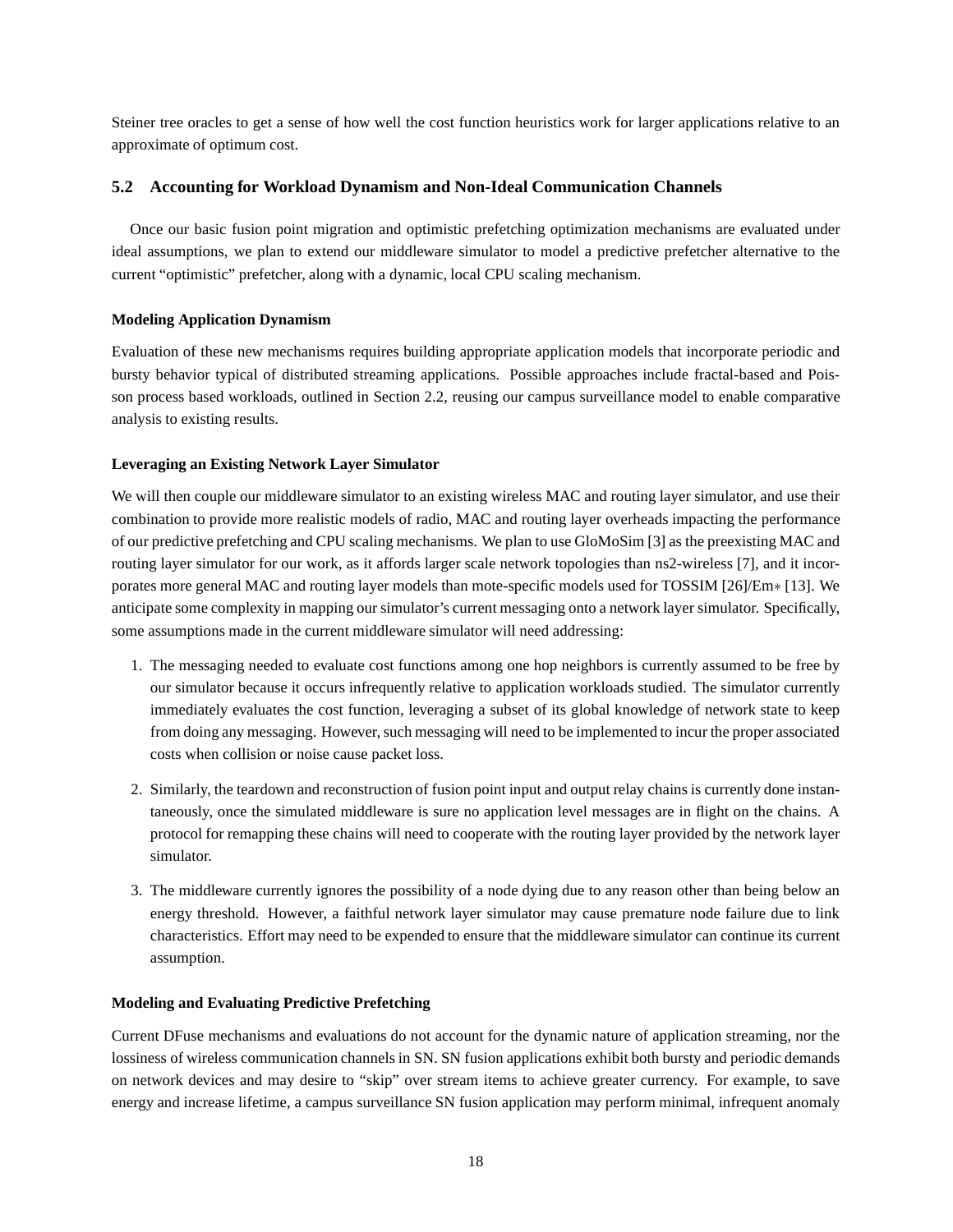Steiner tree oracles to get a sense of how well the cost function heuristics work for larger applications relative to an approximate of optimum cost.

## 5.2 Accounting for Workload Dynamism and Non-Ideal Communication Channels

Once our basic fusion point migration and optimistic prefetching optimization mechanisms are evaluated under ideal assumptions, we plan to extend our middleware simulator to model a predictive prefetcher alternative to the current "optimistic" prefetcher, along with a dynamic, local CPU scaling mechanism.

#### Modeling Application Dynamism

Evaluation of these new mechanisms requires building appropriate application models that incorporate periodic and bursty behavior typical of distributed streaming applications. Possible approaches include fractal-based and Poisson process based workloads, outlined in Section 2.2, reusing our campus surveillance model to enable comparative analysis to existing results.

#### Leveraging an Existing Network Layer Simulator

We will then couple our middleware simulator to an existing wireless MAC and routing layer simulator, and use their combination to provide more realistic models of radio, MAC and routing layer overheads impacting the performance of our predictive prefetching and CPU scaling mechanisms. We plan to use GloMoSim [3] as the preexisting MAC and routing layer simulator for our work, as it affords larger scale network topologies than ns2-wireless [7], and it incorporates more general MAC and routing layer models than mote-specific models used for TOSSIM [26]/Em$*$ [13]. We anticipate some complexity in mapping our simulator's current messaging onto a network layer simulator. Specifically, some assumptions made in the current middleware simulator will need addressing:

1. The messaging needed to evaluate cost functions among one hop neighbors is currently assumed to be free by our simulator because it occurs infrequently relative to application workloads studied. The simulator currently immediately evaluates the cost function, leveraging a subset of its global knowledge of network state to keep from doing any messaging. However, such messaging will need to be implemented to incur the proper associated costs when collision or noise cause packet loss.

2. Similarly, the teardown and reconstruction of fusion point input and output relay chains is currently done instantaneously, once the simulated middleware is sure no application level messages are in flight on the chains. A protocol for remapping these chains will need to cooperate with the routing layer provided by the network layer simulator.

3. The middleware currently ignores the possibility of a node dying due to any reason other than being below an energy threshold. However, a faithful network layer simulator may cause premature node failure due to link characteristics. Effort may need to be expended to ensure that the middleware simulator can continue its current assumption.

#### Modeling and Evaluating Predictive Prefetching

Current DFuse mechanisms and evaluations do not account for the dynamic nature of application streaming, nor the lossiness of wireless communication channels in SN. SN fusion applications exhibit both bursty and periodic demands on network devices and may desire to "skip" over stream items to achieve greater currency. For example, to save energy and increase lifetime, a campus surveillance SN fusion application may perform minimal, infrequent anomaly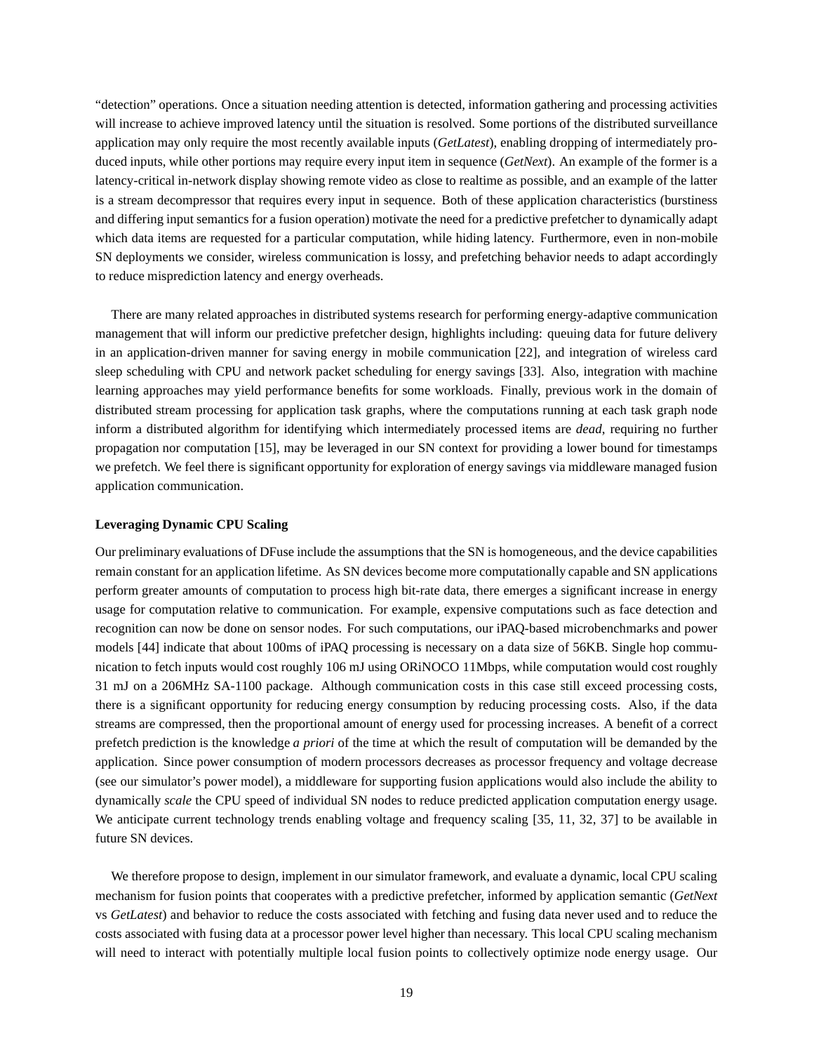"detection" operations. Once a situation needing attention is detected, information gathering and processing activities will increase to achieve improved latency until the situation is resolved. Some portions of the distributed surveillance application may only require the most recently available inputs (*GetLatest*), enabling dropping of intermediately produced inputs, while other portions may require every input item in sequence (*GetNext*). An example of the former is a latency-critical in-network display showing remote video as close to realtime as possible, and an example of the latter is a stream decompressor that requires every input in sequence. Both of these application characteristics (burstiness and differing input semantics for a fusion operation) motivate the need for a predictive prefetcher to dynamically adapt which data items are requested for a particular computation, while hiding latency. Furthermore, even in non-mobile SN deployments we consider, wireless communication is lossy, and prefetching behavior needs to adapt accordingly to reduce misprediction latency and energy overheads.

There are many related approaches in distributed systems research for performing energy-adaptive communication management that will inform our predictive prefetcher design, highlights including: queuing data for future delivery in an application-driven manner for saving energy in mobile communication [22], and integration of wireless card sleep scheduling with CPU and network packet scheduling for energy savings [33]. Also, integration with machine learning approaches may yield performance benefits for some workloads. Finally, previous work in the domain of distributed stream processing for application task graphs, where the computations running at each task graph node inform a distributed algorithm for identifying which intermediately processed items are *dead*, requiring no further propagation nor computation [15], may be leveraged in our SN context for providing a lower bound for timestamps we prefetch. We feel there is significant opportunity for exploration of energy savings via middleware managed fusion application communication.

**Leveraging Dynamic CPU Scaling**

Our preliminary evaluations of DFuse include the assumptions that the SN is homogeneous, and the device capabilities remain constant for an application lifetime. As SN devices become more computationally capable and SN applications perform greater amounts of computation to process high bit-rate data, there emerges a significant increase in energy usage for computation relative to communication. For example, expensive computations such as face detection and recognition can now be done on sensor nodes. For such computations, our iPAQ-based microbenchmarks and power models [44] indicate that about 100ms of iPAQ processing is necessary on a data size of 56KB. Single hop communication to fetch inputs would cost roughly 106 mJ using ORiNOCO 11Mbps, while computation would cost roughly 31 mJ on a 206MHz SA-1100 package. Although communication costs in this case still exceed processing costs, there is a significant opportunity for reducing energy consumption by reducing processing costs. Also, if the data streams are compressed, then the proportional amount of energy used for processing increases. A benefit of a correct prefetch prediction is the knowledge *a priori* of the time at which the result of computation will be demanded by the application. Since power consumption of modern processors decreases as processor frequency and voltage decrease (see our simulator's power model), a middleware for supporting fusion applications would also include the ability to dynamically *scale* the CPU speed of individual SN nodes to reduce predicted application computation energy usage. We anticipate current technology trends enabling voltage and frequency scaling [35, 11, 32, 37] to be available in future SN devices.

We therefore propose to design, implement in our simulator framework, and evaluate a dynamic, local CPU scaling mechanism for fusion points that cooperates with a predictive prefetcher, informed by application semantic (*GetNext* vs *GetLatest*) and behavior to reduce the costs associated with fetching and fusing data never used and to reduce the costs associated with fusing data at a processor power level higher than necessary. This local CPU scaling mechanism will need to interact with potentially multiple local fusion points to collectively optimize node energy usage. Our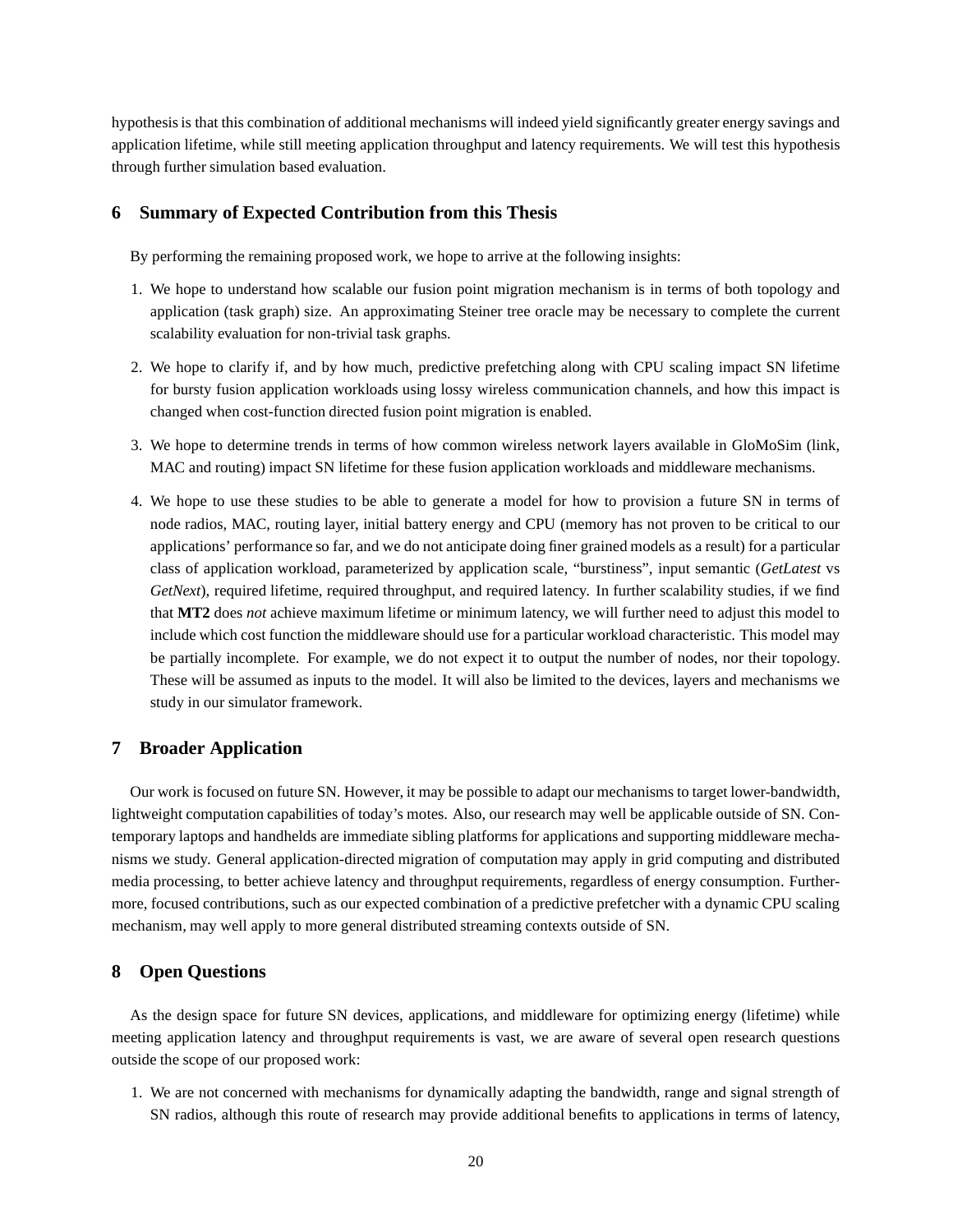hypothesis is that this combination of additional mechanisms will indeed yield significantly greater energy savings and application lifetime, while still meeting application throughput and latency requirements. We will test this hypothesis through further simulation based evaluation.

## 6 Summary of Expected Contribution from this Thesis

By performing the remaining proposed work, we hope to arrive at the following insights:

1. We hope to understand how scalable our fusion point migration mechanism is in terms of both topology and application (task graph) size. An approximating Steiner tree oracle may be necessary to complete the current scalability evaluation for non-trivial task graphs.
2. We hope to clarify if, and by how much, predictive prefetching along with CPU scaling impact SN lifetime for bursty fusion application workloads using lossy wireless communication channels, and how this impact is changed when cost-function directed fusion point migration is enabled.
3. We hope to determine trends in terms of how common wireless network layers available in GloMoSim (link, MAC and routing) impact SN lifetime for these fusion application workloads and middleware mechanisms.
4. We hope to use these studies to be able to generate a model for how to provision a future SN in terms of node radios, MAC, routing layer, initial battery energy and CPU (memory has not proven to be critical to our applications' performance so far, and we do not anticipate doing finer grained models as a result) for a particular class of application workload, parameterized by application scale, "burstiness", input semantic (*GetLatest* vs *GetNext*), required lifetime, required throughput, and required latency. In further scalability studies, if we find that **MT2** does *not* achieve maximum lifetime or minimum latency, we will further need to adjust this model to include which cost function the middleware should use for a particular workload characteristic. This model may be partially incomplete. For example, we do not expect it to output the number of nodes, nor their topology. These will be assumed as inputs to the model. It will also be limited to the devices, layers and mechanisms we study in our simulator framework.

## 7 Broader Application

Our work is focused on future SN. However, it may be possible to adapt our mechanisms to target lower-bandwidth, lightweight computation capabilities of today's motes. Also, our research may well be applicable outside of SN. Contemporary laptops and handhelds are immediate sibling platforms for applications and supporting middleware mechanisms we study. General application-directed migration of computation may apply in grid computing and distributed media processing, to better achieve latency and throughput requirements, regardless of energy consumption. Furthermore, focused contributions, such as our expected combination of a predictive prefetcher with a dynamic CPU scaling mechanism, may well apply to more general distributed streaming contexts outside of SN.

## 8 Open Questions

As the design space for future SN devices, applications, and middleware for optimizing energy (lifetime) while meeting application latency and throughput requirements is vast, we are aware of several open research questions outside the scope of our proposed work:

1. We are not concerned with mechanisms for dynamically adapting the bandwidth, range and signal strength of SN radios, although this route of research may provide additional benefits to applications in terms of latency,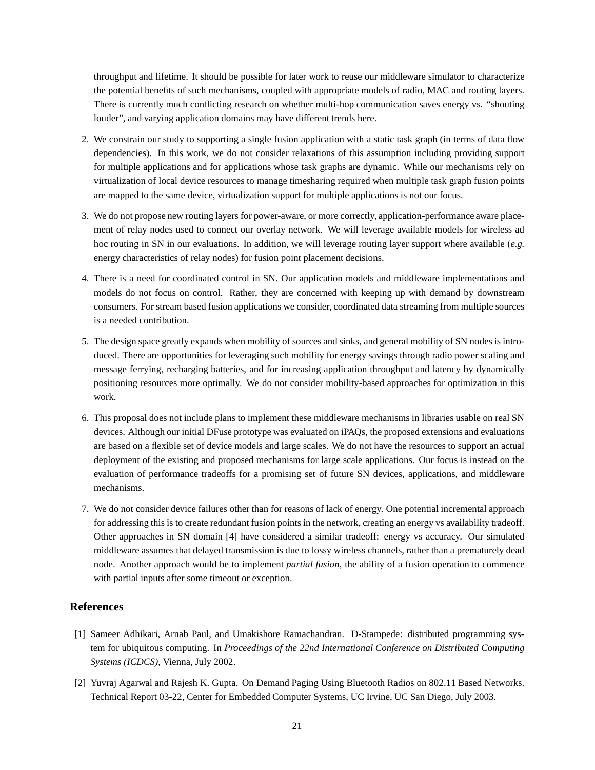throughput and lifetime. It should be possible for later work to reuse our middleware simulator to characterize the potential benefits of such mechanisms, coupled with appropriate models of radio, MAC and routing layers. There is currently much conflicting research on whether multi-hop communication saves energy vs. "shouting louder", and varying application domains may have different trends here.

2. We constrain our study to supporting a single fusion application with a static task graph (in terms of data flow dependencies). In this work, we do not consider relaxations of this assumption including providing support for multiple applications and for applications whose task graphs are dynamic. While our mechanisms rely on virtualization of local device resources to manage timesharing required when multiple task graph fusion points are mapped to the same device, virtualization support for multiple applications is not our focus.

3. We do not propose new routing layers for power-aware, or more correctly, application-performance aware placement of relay nodes used to connect our overlay network. We will leverage available models for wireless ad hoc routing in SN in our evaluations. In addition, we will leverage routing layer support where available (*e.g.* energy characteristics of relay nodes) for fusion point placement decisions.

4. There is a need for coordinated control in SN. Our application models and middleware implementations and models do not focus on control. Rather, they are concerned with keeping up with demand by downstream consumers. For stream based fusion applications we consider, coordinated data streaming from multiple sources is a needed contribution.

5. The design space greatly expands when mobility of sources and sinks, and general mobility of SN nodes is introduced. There are opportunities for leveraging such mobility for energy savings through radio power scaling and message ferrying, recharging batteries, and for increasing application throughput and latency by dynamically positioning resources more optimally. We do not consider mobility-based approaches for optimization in this work.

6. This proposal does not include plans to implement these middleware mechanisms in libraries usable on real SN devices. Although our initial DFuse prototype was evaluated on iPAQs, the proposed extensions and evaluations are based on a flexible set of device models and large scales. We do not have the resources to support an actual deployment of the existing and proposed mechanisms for large scale applications. Our focus is instead on the evaluation of performance tradeoffs for a promising set of future SN devices, applications, and middleware mechanisms.

7. We do not consider device failures other than for reasons of lack of energy. One potential incremental approach for addressing this is to create redundant fusion points in the network, creating an energy vs availability tradeoff. Other approaches in SN domain [4] have considered a similar tradeoff: energy vs accuracy. Our simulated middleware assumes that delayed transmission is due to lossy wireless channels, rather than a prematurely dead node. Another approach would be to implement *partial fusion*, the ability of a fusion operation to commence with partial inputs after some timeout or exception.

## References

[1] Sameer Adhikari, Arnab Paul, and Umakishore Ramachandran. D-Stampede: distributed programming system for ubiquitous computing. In *Proceedings of the 22nd International Conference on Distributed Computing Systems (ICDCS)*, Vienna, July 2002.

[2] Yuvraj Agarwal and Rajesh K. Gupta. On Demand Paging Using Bluetooth Radios on 802.11 Based Networks. Technical Report 03-22, Center for Embedded Computer Systems, UC Irvine, UC San Diego, July 2003.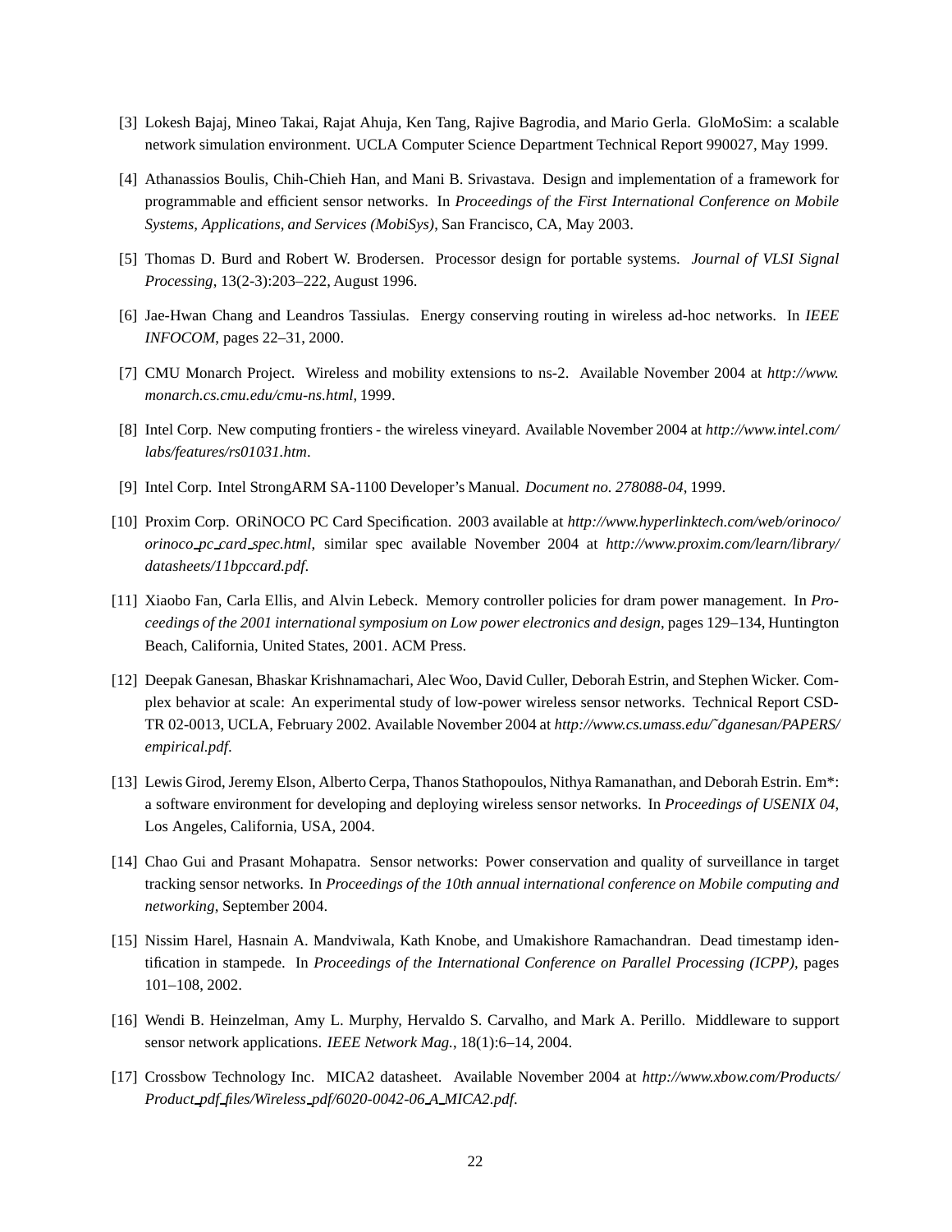[3] Lokesh Bajaj, Mineo Takai, Rajat Ahuja, Ken Tang, Rajive Bagrodia, and Mario Gerla. GloMoSim: a scalable network simulation environment. UCLA Computer Science Department Technical Report 990027, May 1999.

[4] Athanassios Boulis, Chih-Chieh Han, and Mani B. Srivastava. Design and implementation of a framework for programmable and efficient sensor networks. In *Proceedings of the First International Conference on Mobile Systems, Applications, and Services (MobiSys)*, San Francisco, CA, May 2003.

[5] Thomas D. Burd and Robert W. Brodersen. Processor design for portable systems. *Journal of VLSI Signal Processing*, 13(2-3):203–222, August 1996.

[6] Jae-Hwan Chang and Leandros Tassiulas. Energy conserving routing in wireless ad-hoc networks. In *IEEE INFOCOM*, pages 22–31, 2000.

[7] CMU Monarch Project. Wireless and mobility extensions to ns-2. Available November 2004 at *http://www.monarch.cs.cmu.edu/cmu-ns.html*, 1999.

[8] Intel Corp. New computing frontiers - the wireless vineyard. Available November 2004 at *http://www.intel.com/labs/features/rs01031.htm*.

[9] Intel Corp. Intel StrongARM SA-1100 Developer's Manual. *Document no. 278088-04*, 1999.

[10] Proxim Corp. ORiNOCO PC Card Specification. 2003 available at *http://www.hyperlinktech.com/web/orinoco/orinoco_pc_card_spec.html*, similar spec available November 2004 at *http://www.proxim.com/learn/library/datasheets/11bpccard.pdf*.

[11] Xiaobo Fan, Carla Ellis, and Alvin Lebeck. Memory controller policies for dram power management. In *Proceedings of the 2001 international symposium on Low power electronics and design*, pages 129–134, Huntington Beach, California, United States, 2001. ACM Press.

[12] Deepak Ganesan, Bhaskar Krishnamachari, Alec Woo, David Culler, Deborah Estrin, and Stephen Wicker. Complex behavior at scale: An experimental study of low-power wireless sensor networks. Technical Report CSD-TR 02-0013, UCLA, February 2002. Available November 2004 at *http://www.cs.umass.edu/~dganesan/PAPERS/empirical.pdf*.

[13] Lewis Girod, Jeremy Elson, Alberto Cerpa, Thanos Stathopoulos, Nithya Ramanathan, and Deborah Estrin. Em*: a software environment for developing and deploying wireless sensor networks. In *Proceedings of USENIX 04*, Los Angeles, California, USA, 2004.

[14] Chao Gui and Prasant Mohapatra. Sensor networks: Power conservation and quality of surveillance in target tracking sensor networks. In *Proceedings of the 10th annual international conference on Mobile computing and networking*, September 2004.

[15] Nissim Harel, Hasnain A. Mandviwala, Kath Knobe, and Umakishore Ramachandran. Dead timestamp identification in stampede. In *Proceedings of the International Conference on Parallel Processing (ICPP)*, pages 101–108, 2002.

[16] Wendi B. Heinzelman, Amy L. Murphy, Hervaldo S. Carvalho, and Mark A. Perillo. Middleware to support sensor network applications. *IEEE Network Mag.*, 18(1):6–14, 2004.

[17] Crossbow Technology Inc. MICA2 datasheet. Available November 2004 at *http://www.xbow.com/Products/Product_pdf_files/Wireless_pdf/6020-0042-06_A_MICA2.pdf*.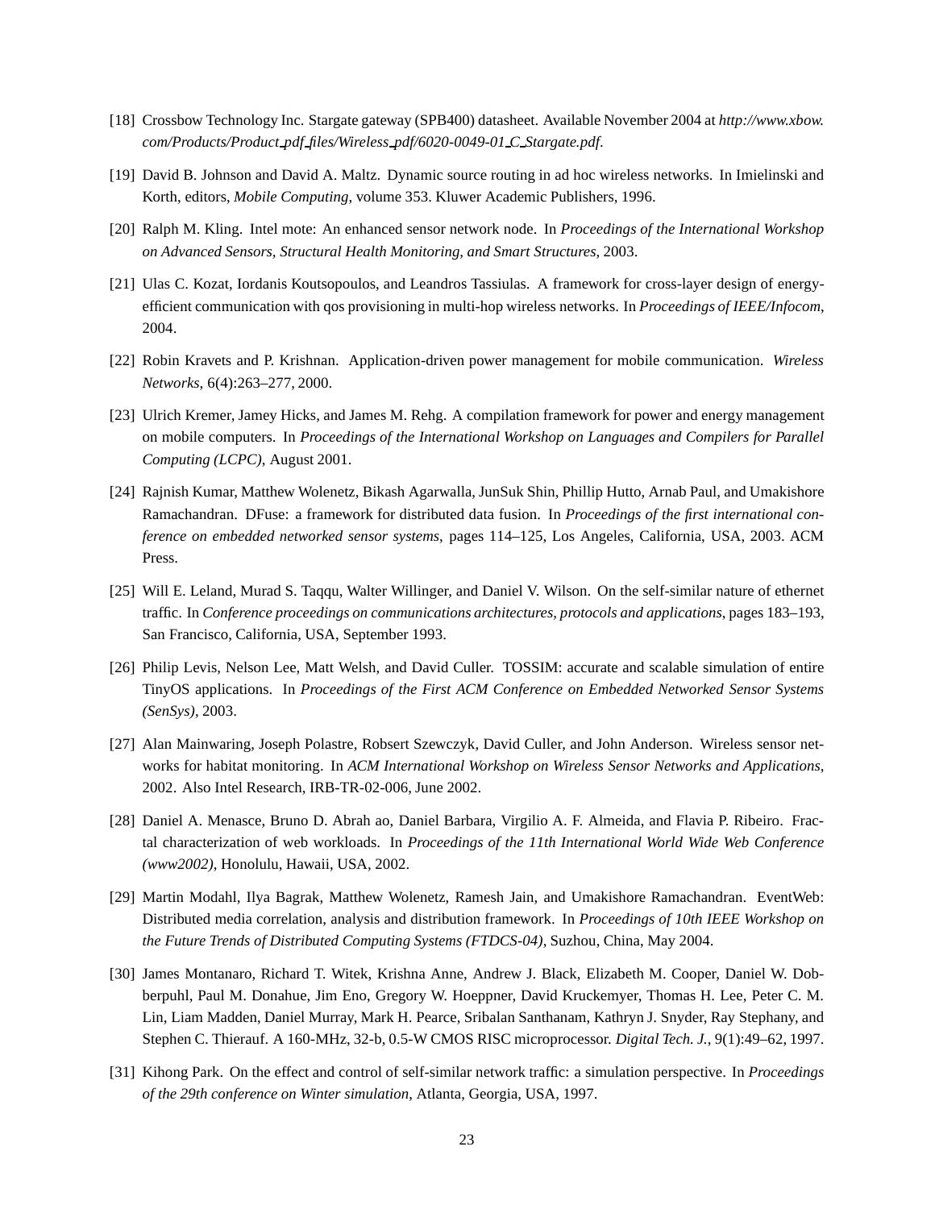[18] Crossbow Technology Inc. Stargate gateway (SPB400) datasheet. Available November 2004 at *http://www.xbow.com/Products/Product_pdf_files/Wireless_pdf/6020-0049-01_C_Stargate.pdf*.

[19] David B. Johnson and David A. Maltz. Dynamic source routing in ad hoc wireless networks. In Imielinski and Korth, editors, *Mobile Computing*, volume 353. Kluwer Academic Publishers, 1996.

[20] Ralph M. Kling. Intel mote: An enhanced sensor network node. In *Proceedings of the International Workshop on Advanced Sensors, Structural Health Monitoring, and Smart Structures*, 2003.

[21] Ulas C. Kozat, Iordanis Koutsopoulos, and Leandros Tassiulas. A framework for cross-layer design of energy-efficient communication with qos provisioning in multi-hop wireless networks. In *Proceedings of IEEE/Infocom*, 2004.

[22] Robin Kravets and P. Krishnan. Application-driven power management for mobile communication. *Wireless Networks*, 6(4):263–277, 2000.

[23] Ulrich Kremer, Jamey Hicks, and James M. Rehg. A compilation framework for power and energy management on mobile computers. In *Proceedings of the International Workshop on Languages and Compilers for Parallel Computing (LCPC)*, August 2001.

[24] Rajnish Kumar, Matthew Wolenetz, Bikash Agarwalla, JunSuk Shin, Phillip Hutto, Arnab Paul, and Umakishore Ramachandran. DFuse: a framework for distributed data fusion. In *Proceedings of the first international conference on embedded networked sensor systems*, pages 114–125, Los Angeles, California, USA, 2003. ACM Press.

[25] Will E. Leland, Murad S. Taqqu, Walter Willinger, and Daniel V. Wilson. On the self-similar nature of ethernet traffic. In *Conference proceedings on communications architectures, protocols and applications*, pages 183–193, San Francisco, California, USA, September 1993.

[26] Philip Levis, Nelson Lee, Matt Welsh, and David Culler. TOSSIM: accurate and scalable simulation of entire TinyOS applications. In *Proceedings of the First ACM Conference on Embedded Networked Sensor Systems (SenSys)*, 2003.

[27] Alan Mainwaring, Joseph Polastre, Robsert Szewczyk, David Culler, and John Anderson. Wireless sensor networks for habitat monitoring. In *ACM International Workshop on Wireless Sensor Networks and Applications*, 2002. Also Intel Research, IRB-TR-02-006, June 2002.

[28] Daniel A. Menasce, Bruno D. Abrah ao, Daniel Barbara, Virgilio A. F. Almeida, and Flavia P. Ribeiro. Fractal characterization of web workloads. In *Proceedings of the 11th International World Wide Web Conference (www2002)*, Honolulu, Hawaii, USA, 2002.

[29] Martin Modahl, Ilya Bagrak, Matthew Wolenetz, Ramesh Jain, and Umakishore Ramachandran. EventWeb: Distributed media correlation, analysis and distribution framework. In *Proceedings of 10th IEEE Workshop on the Future Trends of Distributed Computing Systems (FTDCS-04)*, Suzhou, China, May 2004.

[30] James Montanaro, Richard T. Witek, Krishna Anne, Andrew J. Black, Elizabeth M. Cooper, Daniel W. Dobberpuhl, Paul M. Donahue, Jim Eno, Gregory W. Hoeppner, David Kruckemyer, Thomas H. Lee, Peter C. M. Lin, Liam Madden, Daniel Murray, Mark H. Pearce, Sribalan Santhanam, Kathryn J. Snyder, Ray Stephany, and Stephen C. Thierauf. A 160-MHz, 32-b, 0.5-W CMOS RISC microprocessor. *Digital Tech. J.*, 9(1):49–62, 1997.

[31] Kihong Park. On the effect and control of self-similar network traffic: a simulation perspective. In *Proceedings of the 29th conference on Winter simulation*, Atlanta, Georgia, USA, 1997.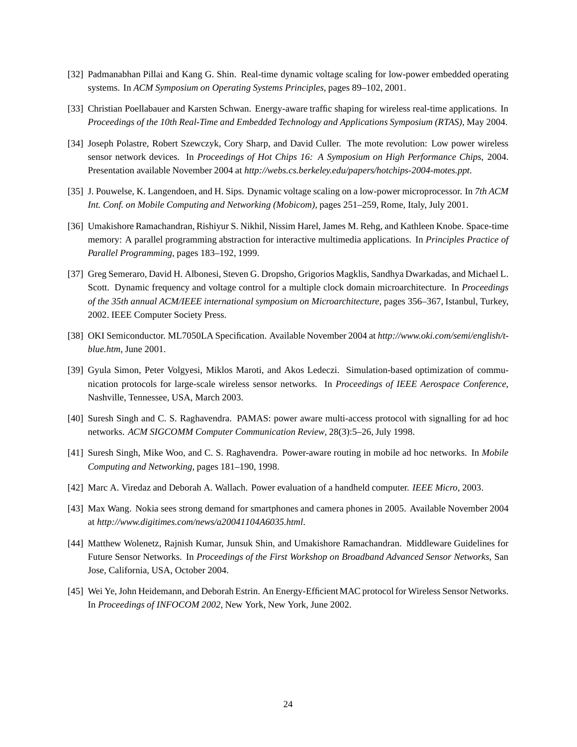[32] Padmanabhan Pillai and Kang G. Shin. Real-time dynamic voltage scaling for low-power embedded operating systems. In *ACM Symposium on Operating Systems Principles*, pages 89–102, 2001.

[33] Christian Poellabauer and Karsten Schwan. Energy-aware traffic shaping for wireless real-time applications. In *Proceedings of the 10th Real-Time and Embedded Technology and Applications Symposium (RTAS)*, May 2004.

[34] Joseph Polastre, Robert Szewczyk, Cory Sharp, and David Culler. The mote revolution: Low power wireless sensor network devices. In *Proceedings of Hot Chips 16: A Symposium on High Performance Chips*, 2004. Presentation available November 2004 at *http://webs.cs.berkeley.edu/papers/hotchips-2004-motes.ppt*.

[35] J. Pouwelse, K. Langendoen, and H. Sips. Dynamic voltage scaling on a low-power microprocessor. In *7th ACM Int. Conf. on Mobile Computing and Networking (Mobicom)*, pages 251–259, Rome, Italy, July 2001.

[36] Umakishore Ramachandran, Rishiyur S. Nikhil, Nissim Harel, James M. Rehg, and Kathleen Knobe. Space-time memory: A parallel programming abstraction for interactive multimedia applications. In *Principles Practice of Parallel Programming*, pages 183–192, 1999.

[37] Greg Semeraro, David H. Albonesi, Steven G. Dropsho, Grigorios Magklis, Sandhya Dwarkadas, and Michael L. Scott. Dynamic frequency and voltage control for a multiple clock domain microarchitecture. In *Proceedings of the 35th annual ACM/IEEE international symposium on Microarchitecture*, pages 356–367, Istanbul, Turkey, 2002. IEEE Computer Society Press.

[38] OKI Semiconductor. ML7050LA Specification. Available November 2004 at *http://www.oki.com/semi/english/t-blue.htm*, June 2001.

[39] Gyula Simon, Peter Volgyesi, Miklos Maroti, and Akos Ledeczi. Simulation-based optimization of communication protocols for large-scale wireless sensor networks. In *Proceedings of IEEE Aerospace Conference*, Nashville, Tennessee, USA, March 2003.

[40] Suresh Singh and C. S. Raghavendra. PAMAS: power aware multi-access protocol with signalling for ad hoc networks. *ACM SIGCOMM Computer Communication Review*, 28(3):5–26, July 1998.

[41] Suresh Singh, Mike Woo, and C. S. Raghavendra. Power-aware routing in mobile ad hoc networks. In *Mobile Computing and Networking*, pages 181–190, 1998.

[42] Marc A. Viredaz and Deborah A. Wallach. Power evaluation of a handheld computer. *IEEE Micro*, 2003.

[43] Max Wang. Nokia sees strong demand for smartphones and camera phones in 2005. Available November 2004 at *http://www.digitimes.com/news/a20041104A6035.html*.

[44] Matthew Wolenetz, Rajnish Kumar, Junsuk Shin, and Umakishore Ramachandran. Middleware Guidelines for Future Sensor Networks. In *Proceedings of the First Workshop on Broadband Advanced Sensor Networks*, San Jose, California, USA, October 2004.

[45] Wei Ye, John Heidemann, and Deborah Estrin. An Energy-Efficient MAC protocol for Wireless Sensor Networks. In *Proceedings of INFOCOM 2002*, New York, New York, June 2002.